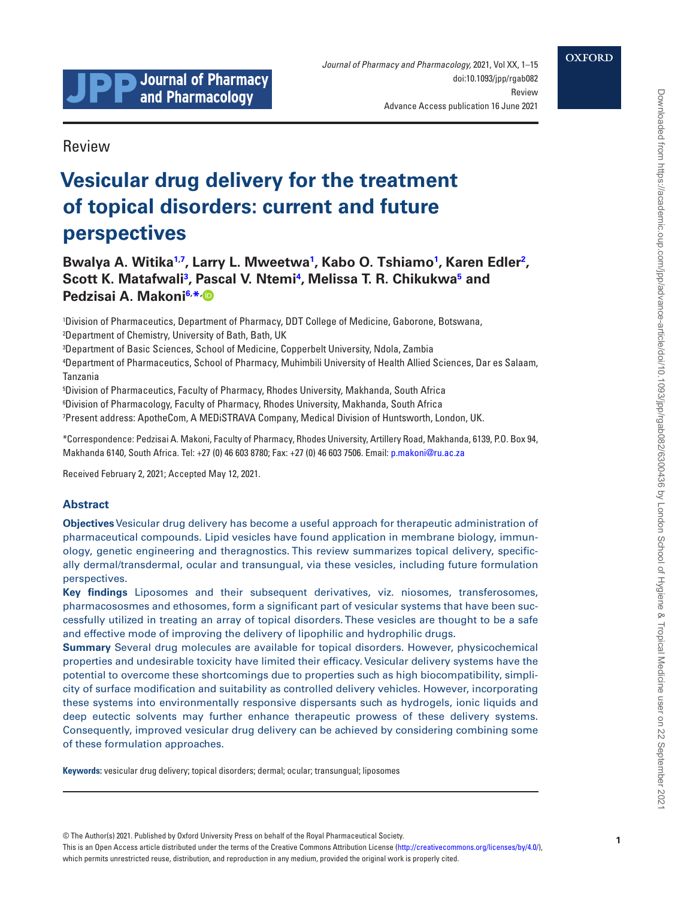Review

# Vesicular drug delivery for the treatment of topical disorders: current and future perspectives

**Bwalya A. Witika[1,7], Larry L. Mweetwa[1], Kabo O. Tshiamo[1], Karen Edler[2], Scott K. Matafwali[3], Pascal V. Ntemi[4], Melissa T. R. Chikukwa[5] and Pedzisai A. Makoni[6,*]**

[1]Division of Pharmaceutics, Department of Pharmacy, DDT College of Medicine, Gaborone, Botswana,
[2]Department of Chemistry, University of Bath, Bath, UK
[3]Department of Basic Sciences, School of Medicine, Copperbelt University, Ndola, Zambia
[4]Department of Pharmaceutics, School of Pharmacy, Muhimbili University of Health Allied Sciences, Dar es Salaam, Tanzania
[5]Division of Pharmaceutics, Faculty of Pharmacy, Rhodes University, Makhanda, South Africa
[6]Division of Pharmacology, Faculty of Pharmacy, Rhodes University, Makhanda, South Africa
[7]Present address: ApotheCom, A MEDiSTRAVA Company, Medical Division of Huntsworth, London, UK.

*Correspondence: Pedzisai A. Makoni, Faculty of Pharmacy, Rhodes University, Artillery Road, Makhanda, 6139, P.O. Box 94, Makhanda 6140, South Africa. Tel: +27 (0) 46 603 8780; Fax: +27 (0) 46 603 7506. Email: p.makoni@ru.ac.za

Received February 2, 2021; Accepted May 12, 2021.

## Abstract

**Objectives** Vesicular drug delivery has become a useful approach for therapeutic administration of pharmaceutical compounds. Lipid vesicles have found application in membrane biology, immunology, genetic engineering and theragnostics. This review summarizes topical delivery, specifically dermal/transdermal, ocular and transungual, via these vesicles, including future formulation perspectives.

**Key findings** Liposomes and their subsequent derivatives, viz. niosomes, transferosomes, pharmacososmes and ethosomes, form a significant part of vesicular systems that have been successfully utilized in treating an array of topical disorders. These vesicles are thought to be a safe and effective mode of improving the delivery of lipophilic and hydrophilic drugs.

**Summary** Several drug molecules are available for topical disorders. However, physicochemical properties and undesirable toxicity have limited their efficacy. Vesicular delivery systems have the potential to overcome these shortcomings due to properties such as high biocompatibility, simplicity of surface modification and suitability as controlled delivery vehicles. However, incorporating these systems into environmentally responsive dispersants such as hydrogels, ionic liquids and deep eutectic solvents may further enhance therapeutic prowess of these delivery systems. Consequently, improved vesicular drug delivery can be achieved by considering combining some of these formulation approaches.

**Keywords:** vesicular drug delivery; topical disorders; dermal; ocular; transungual; liposomes

© The Author(s) 2021. Published by Oxford University Press on behalf of the Royal Pharmaceutical Society.
This is an Open Access article distributed under the terms of the Creative Commons Attribution License (http://creativecommons.org/licenses/by/4.0/), which permits unrestricted reuse, distribution, and reproduction in any medium, provided the original work is properly cited.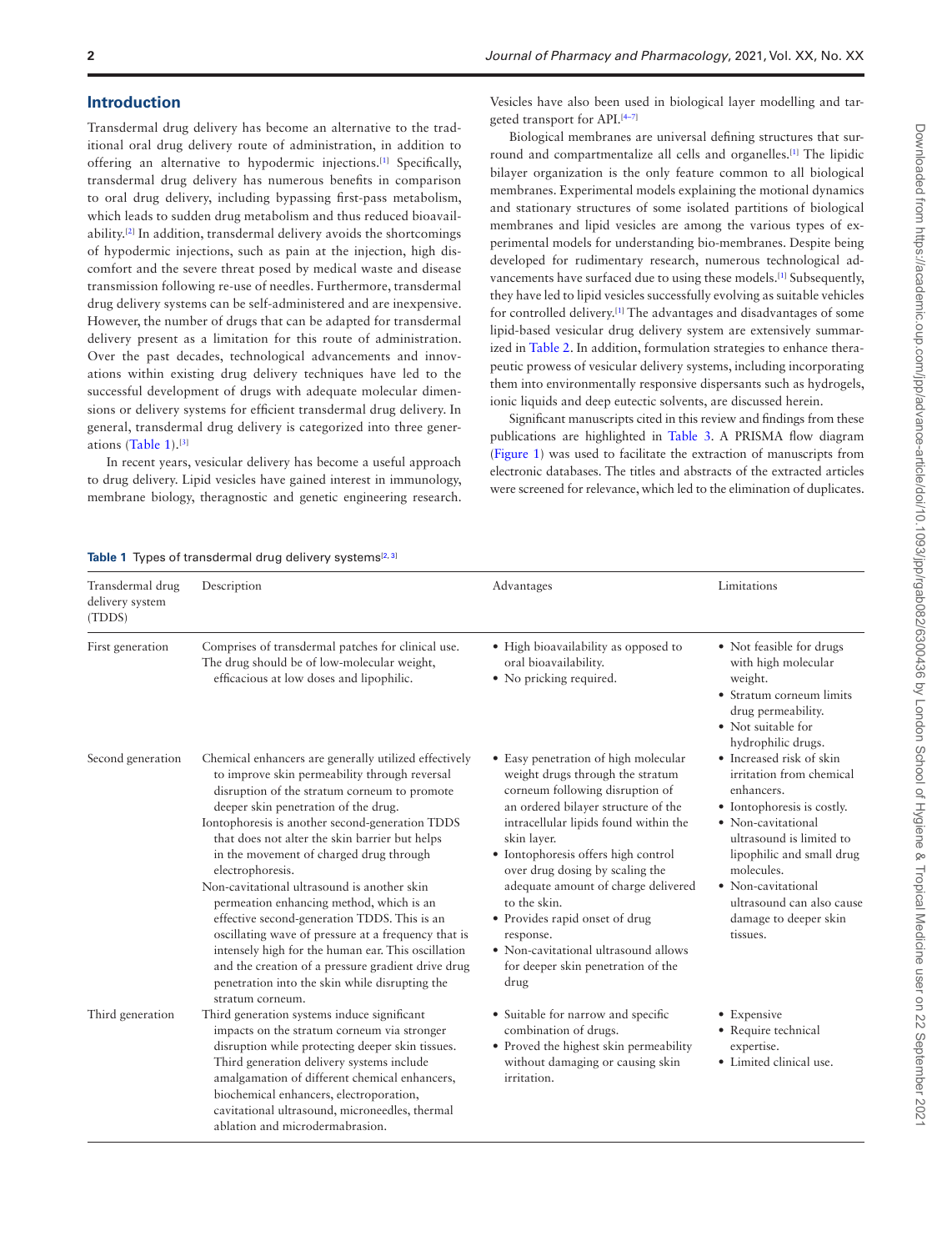## Introduction

Transdermal drug delivery has become an alternative to the traditional oral drug delivery route of administration, in addition to offering an alternative to hypodermic injections.[1] Specifically, transdermal drug delivery has numerous benefits in comparison to oral drug delivery, including bypassing first-pass metabolism, which leads to sudden drug metabolism and thus reduced bioavailability.[2] In addition, transdermal delivery avoids the shortcomings of hypodermic injections, such as pain at the injection, high discomfort and the severe threat posed by medical waste and disease transmission following re-use of needles. Furthermore, transdermal drug delivery systems can be self-administered and are inexpensive. However, the number of drugs that can be adapted for transdermal delivery present as a limitation for this route of administration. Over the past decades, technological advancements and innovations within existing drug delivery techniques have led to the successful development of drugs with adequate molecular dimensions or delivery systems for efficient transdermal drug delivery. In general, transdermal drug delivery is categorized into three generations (Table 1).[3]

In recent years, vesicular delivery has become a useful approach to drug delivery. Lipid vesicles have gained interest in immunology, membrane biology, theragnostic and genetic engineering research. Vesicles have also been used in biological layer modelling and targeted transport for API.[4–7]

Biological membranes are universal defining structures that surround and compartmentalize all cells and organelles.[1] The lipidic bilayer organization is the only feature common to all biological membranes. Experimental models explaining the motional dynamics and stationary structures of some isolated partitions of biological membranes and lipid vesicles are among the various types of experimental models for understanding bio-membranes. Despite being developed for rudimentary research, numerous technological advancements have surfaced due to using these models.[1] Subsequently, they have led to lipid vesicles successfully evolving as suitable vehicles for controlled delivery.[1] The advantages and disadvantages of some lipid-based vesicular drug delivery system are extensively summarized in Table 2. In addition, formulation strategies to enhance therapeutic prowess of vesicular delivery systems, including incorporating them into environmentally responsive dispersants such as hydrogels, ionic liquids and deep eutectic solvents, are discussed herein.

Significant manuscripts cited in this review and findings from these publications are highlighted in Table 3. A PRISMA flow diagram (Figure 1) was used to facilitate the extraction of manuscripts from electronic databases. The titles and abstracts of the extracted articles were screened for relevance, which led to the elimination of duplicates.

**Table 1** Types of transdermal drug delivery systems[2, 3]

| Transdermal drug delivery system (TDDS) | Description | Advantages | Limitations |
|---|---|---|---|
| First generation | Comprises of transdermal patches for clinical use. The drug should be of low-molecular weight, efficacious at low doses and lipophilic. | • High bioavailability as opposed to oral bioavailability.<br>• No pricking required. | • Not feasible for drugs with high molecular weight.<br>• Stratum corneum limits drug permeability.<br>• Not suitable for hydrophilic drugs. |
| Second generation | Chemical enhancers are generally utilized effectively to improve skin permeability through reversal disruption of the stratum corneum to promote deeper skin penetration of the drug.<br>Iontophoresis is another second-generation TDDS that does not alter the skin barrier but helps in the movement of charged drug through electrophoresis.<br>Non-cavitational ultrasound is another skin permeation enhancing method, which is an effective second-generation TDDS. This is an oscillating wave of pressure at a frequency that is intensely high for the human ear. This oscillation and the creation of a pressure gradient drive drug penetration into the skin while disrupting the stratum corneum. | • Easy penetration of high molecular weight drugs through the stratum corneum following disruption of an ordered bilayer structure of the intracellular lipids found within the skin layer.<br>• Iontophoresis offers high control over drug dosing by scaling the adequate amount of charge delivered to the skin.<br>• Provides rapid onset of drug response.<br>• Non-cavitational ultrasound allows for deeper skin penetration of the drug | • Increased risk of skin irritation from chemical enhancers.<br>• Iontophoresis is costly.<br>• Non-cavitational ultrasound is limited to lipophilic and small drug molecules.<br>• Non-cavitational ultrasound can also cause damage to deeper skin tissues. |
| Third generation | Third generation systems induce significant impacts on the stratum corneum via stronger disruption while protecting deeper skin tissues. Third generation delivery systems include amalgamation of different chemical enhancers, biochemical enhancers, electroporation, cavitational ultrasound, microneedles, thermal ablation and microdermabrasion. | • Suitable for narrow and specific combination of drugs.<br>• Proved the highest skin permeability without damaging or causing skin irritation. | • Expensive<br>• Require technical expertise.<br>• Limited clinical use. |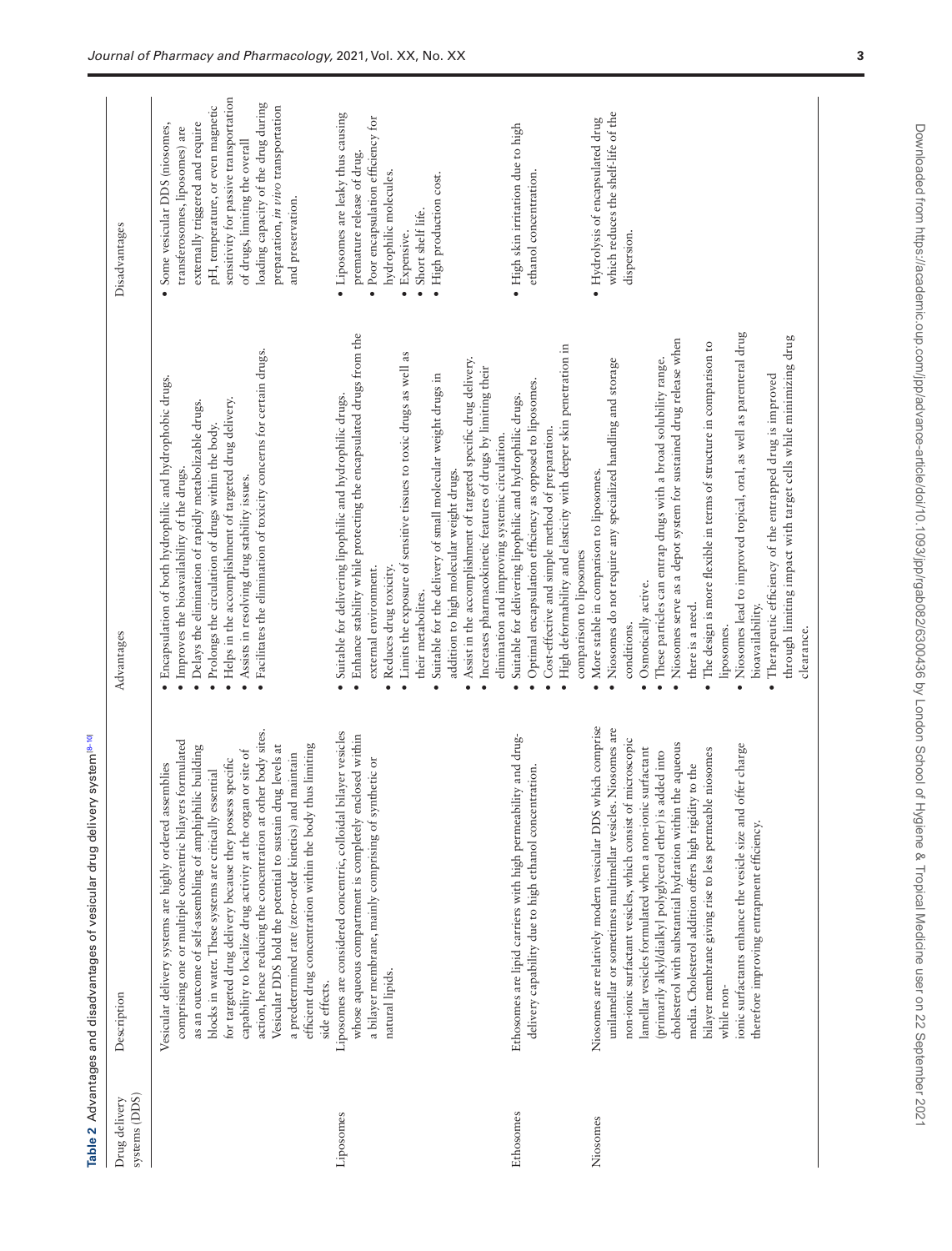**Table 2** Advantages and disadvantages of vesicular drug delivery system[8–10]

| Drug delivery systems (DDS) | Description | Advantages | Disadvantages |
|---|---|---|---|
| | Vesicular delivery systems are highly ordered assemblies comprising one or multiple concentric bilayers formulated as an outcome of self-assembling of amphiphilic building blocks in water. These systems are critically essential for targeted drug delivery because they possess specific capability to localize drug activity at the organ or site of action, hence reducing the concentration at other body sites. Vesicular DDS hold the potential to sustain drug levels at a predetermined rate (zero-order kinetics) and maintain efficient drug concentration within the body thus limiting side effects. | • Encapsulation of both hydrophilic and hydrophobic drugs.<br>• Improves the bioavailability of the drugs.<br>• Delays the elimination of rapidly metabolizable drugs.<br>• Prolongs the circulation of drugs within the body.<br>• Helps in the accomplishment of targeted drug delivery.<br>• Assists in resolving drug stability issues.<br>• Facilitates the elimination of toxicity concerns for certain drugs. | • Some vesicular DDS (niosomes, transferosomes, liposomes) are externally triggered and require pH, temperature, or even magnetic sensitivity for passive transportation of drugs, limiting the overall loading capacity of the drug during preparation, *in vivo* transportation and preservation. |
| Liposomes | Liposomes are considered concentric, colloidal bilayer vesicles whose aqueous compartment is completely enclosed within a bilayer membrane, mainly comprising of synthetic or natural lipids. | • Suitable for delivering lipophilic and hydrophilic drugs.<br>• Enhance stability while protecting the encapsulated drugs from the external environment.<br>• Reduces drug toxicity.<br>• Limits the exposure of sensitive tissues to toxic drugs as well as their metabolites.<br>• Suitable for the delivery of small molecular weight drugs in addition to high molecular weight drugs.<br>• Assist in the accomplishment of targeted specific drug delivery.<br>• Increases pharmacokinetic features of drugs by limiting their elimination and improving systemic circulation. | • Liposomes are leaky thus causing premature release of drug.<br>• Poor encapsulation efficiency for hydrophilic molecules.<br>• Expensive.<br>• Short shelf life.<br>• High production cost. |
| Ethosomes | Ethosomes are lipid carriers with high permeability and drug-delivery capability due to high ethanol concentration. | • Suitable for delivering lipophilic and hydrophilic drugs.<br>• Optimal encapsulation efficiency as opposed to liposomes.<br>• Cost-effective and simple method of preparation.<br>• High deformability and elasticity with deeper skin penetration in comparison to liposomes | • High skin irritation due to high ethanol concentration. |
| Niosomes | Niosomes are relatively modern vesicular DDS which comprise unilamellar or sometimes multilamellar vesicles. Niosomes are non-ionic surfactant vesicles, which consist of microscopic lamellar vesicles formulated when a non-ionic surfactant (primarily alkyl/dialkyl polyglycerol ether) is added into cholesterol with substantial hydration within the aqueous media. Cholesterol addition offers high rigidity to the bilayer membrane giving rise to less permeable niosomes while non-ionic surfactants enhance the vesicle size and offer charge therefore improving entrapment efficiency. | • More stable in comparison to liposomes.<br>• Niosomes do not require any specialized handling and storage conditions.<br>• Osmotically active.<br>• These particles can entrap drugs with a broad solubility range.<br>• Niosomes serve as a depot system for sustained drug release when there is a need.<br>• The design is more flexible in terms of structure in comparison to liposomes.<br>• Niosomes lead to improved topical, oral, as well as parenteral drug bioavailability.<br>• Therapeutic efficiency of the entrapped drug is improved through limiting impact with target cells while minimizing drug clearance. | • Hydrolysis of encapsulated drug which reduces the shelf-life of the dispersion. |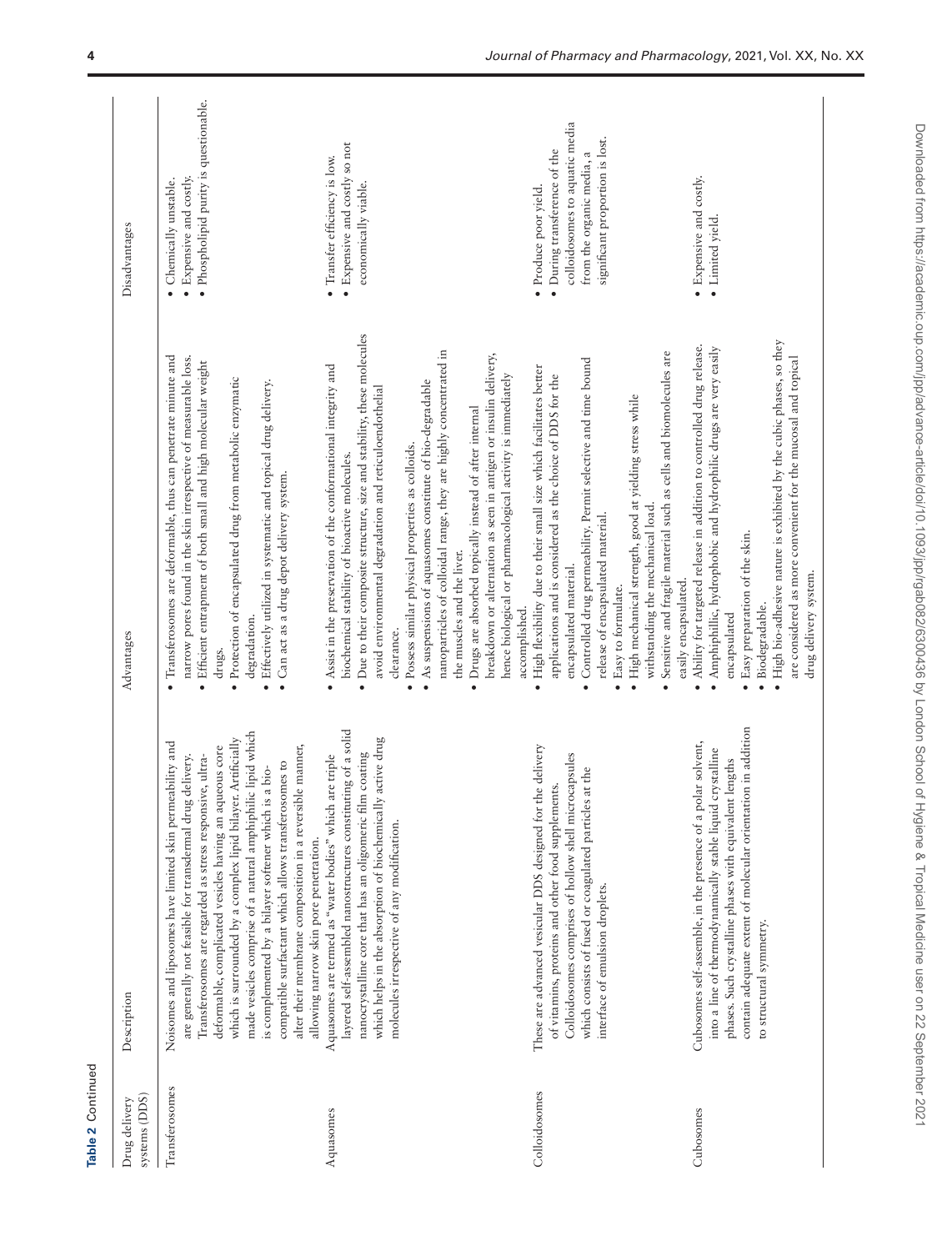**Table 2** Continued

| Drug delivery systems (DDS) | Description | Advantages | Disadvantages |
|---|---|---|---|
| Transferosomes | Noisomes and liposomes have limited skin permeability and are generally not feasible for transdermal drug delivery. Transferosomes are regarded as stress responsive, ultra-deformable, complicated vesicles having an aqueous core which is surrounded by a complex lipid bilayer. Artificially made vesicles comprise of a natural amphiphilic lipid which is complemented by a bilayer softener which is a bio-compatible surfactant which allows transferosomes to alter their membrane composition in a reversible manner, allowing narrow skin pore penetration. | • Transferosomes are deformable, thus can penetrate minute and narrow pores found in the skin irrespective of measurable loss.<br>• Efficient entrapment of both small and high molecular weight drugs.<br>• Protection of encapsulated drug from metabolic enzymatic degradation.<br>• Effectively utilized in systematic and topical drug delivery.<br>• Can act as a drug depot delivery system. | • Chemically unstable.<br>• Expensive and costly.<br>• Phospholipid purity is questionable. |
| Aquasomes | Aquasomes are termed as "water bodies" which are triple layered self-assembled nanostructures constituting of a solid nanocrystalline core that has an oligomeric film coating which helps in the absorption of biochemically active drug molecules irrespective of any modification. | • Assist in the preservation of the conformational integrity and biochemical stability of bioactive molecules.<br>• Due to their composite structure, size and stability, these molecules avoid environmental degradation and reticuloendothelial clearance.<br>• Possess similar physical properties as colloids.<br>• As suspensions of aquasomes constitute of bio-degradable nanoparticles of colloidal range, they are highly concentrated in the muscles and the liver.<br>• Drugs are absorbed topically instead of after internal breakdown or alternation as seen in antigen or insulin delivery, hence biological or pharmacological activity is immediately accomplished. | • Transfer efficiency is low.<br>• Expensive and costly so not economically viable. |
| Colloidosomes | These are advanced vesicular DDS designed for the delivery of vitamins, proteins and other food supplements. Colloidosomes comprises of hollow shell microcapsules which consists of fused or coagulated particles at the interface of emulsion droplets. | • High flexibility due to their small size which facilitates better applications and is considered as the choice of DDS for the encapsulated material.<br>• Controlled drug permeability. Permit selective and time bound release of encapsulated material.<br>• Easy to formulate.<br>• High mechanical strength, good at yielding stress while withstanding the mechanical load.<br>• Sensitive and fragile material such as cells and biomolecules are easily encapsulated. | • Produce poor yield.<br>• During transference of the colloidosomes to aquatic media from the organic media, a significant proportion is lost. |
| Cubosomes | Cubosomes self-assemble, in the presence of a polar solvent, into a line of thermodynamically stable liquid crystalline phases. Such crystalline phases with equivalent lengths contain adequate extent of molecular orientation in addition to structural symmetry. | • Ability for targeted release in addition to controlled drug release.<br>• Amphiphillic, hydrophobic and hydrophilic drugs are very easily encapsulated<br>• Easy preparation of the skin.<br>• Biodegradable.<br>• High bio-adhesive nature is exhibited by the cubic phases, so they are considered as more convenient for the mucosal and topical drug delivery system. | • Expensive and costly.<br>• Limited yield. |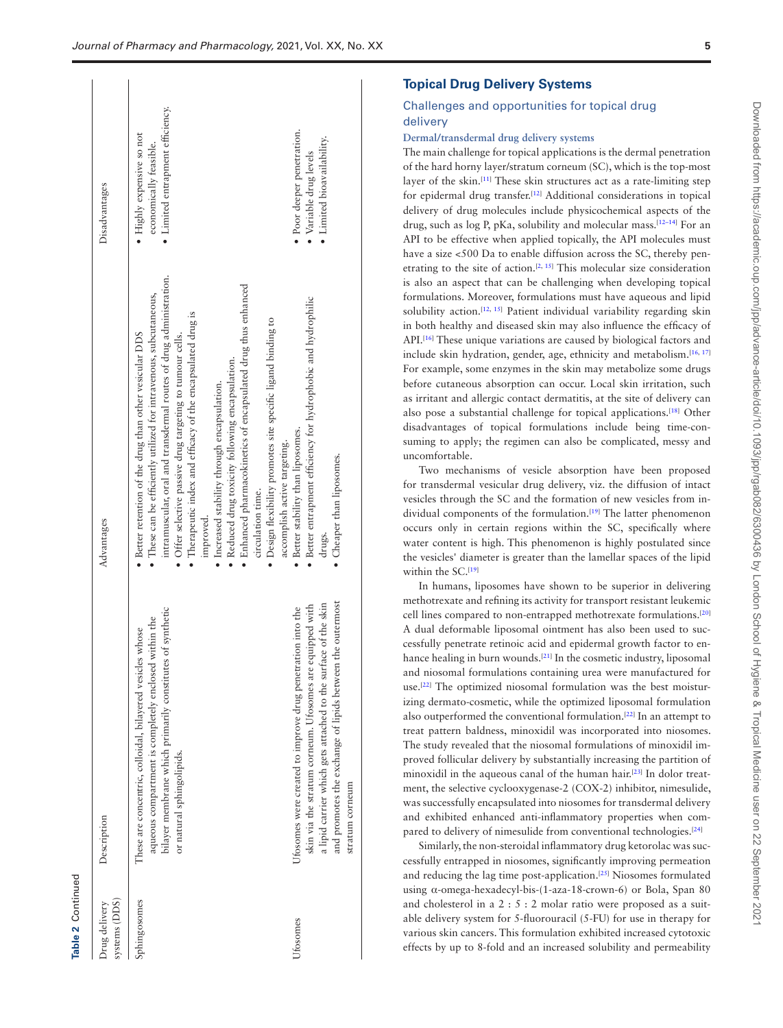**Table 2** Continued

| Drug delivery systems (DDS) | Description | Advantages | Disadvantages |
|---|---|---|---|
| Sphingosomes | These are concentric, colloidal, bilayered vesicles whose aqueous compartment is completely enclosed within the bilayer membrane which primarily constitutes of synthetic or natural sphingolipids. | • Better retention of the drug than other vesicular DDS<br>• These can be efficiently utilized for intravenous, subcutaneous, intramuscular, oral and transdermal routes of drug administration.<br>• Offer selective passive drug targeting to tumour cells.<br>• Therapeutic index and efficacy of the encapsulated drug is improved.<br>• Increased stability through encapsulation.<br>• Reduced drug toxicity following encapsulation.<br>• Enhanced pharmacokinetics of encapsulated drug thus enhanced circulation time.<br>• Design flexibility promotes site specific ligand binding to accomplish active targeting. | • Highly expensive so not economically feasible.<br>• Limited entrapment efficiency. |
| Ufosomes | Ufosomes were created to improve drug penetration into the skin via the stratum corneum. Ufosomes are equipped with a lipid carrier which gets attached to the surface of the skin and promotes the exchange of lipids between the outermost stratum corneum | • Better stability than liposomes.<br>• Better entrapment efficiency for hydrophobic and hydrophilic drugs.<br>• Cheaper than liposomes. | • Poor deeper penetration.<br>• Variable drug levels<br>• Limited bioavailability. |

## Topical Drug Delivery Systems

### Challenges and opportunities for topical drug delivery

#### Dermal/transdermal drug delivery systems

The main challenge for topical applications is the dermal penetration of the hard horny layer/stratum corneum (SC), which is the top-most layer of the skin.[11] These skin structures act as a rate-limiting step for epidermal drug transfer.[12] Additional considerations in topical delivery of drug molecules include physicochemical aspects of the drug, such as log P, pKa, solubility and molecular mass.[12–14] For an API to be effective when applied topically, the API molecules must have a size <500 Da to enable diffusion across the SC, thereby penetrating to the site of action.[2, 15] This molecular size consideration is also an aspect that can be challenging when developing topical formulations. Moreover, formulations must have aqueous and lipid solubility action.[12, 15] Patient individual variability regarding skin in both healthy and diseased skin may also influence the efficacy of API.[16] These unique variations are caused by biological factors and include skin hydration, gender, age, ethnicity and metabolism.[16, 17] For example, some enzymes in the skin may metabolize some drugs before cutaneous absorption can occur. Local skin irritation, such as irritant and allergic contact dermatitis, at the site of delivery can also pose a substantial challenge for topical applications.[18] Other disadvantages of topical formulations include being time-consuming to apply; the regimen can also be complicated, messy and uncomfortable.

Two mechanisms of vesicle absorption have been proposed for transdermal vesicular drug delivery, viz. the diffusion of intact vesicles through the SC and the formation of new vesicles from individual components of the formulation.[19] The latter phenomenon occurs only in certain regions within the SC, specifically where water content is high. This phenomenon is highly postulated since the vesicles' diameter is greater than the lamellar spaces of the lipid within the SC.[19]

In humans, liposomes have shown to be superior in delivering methotrexate and refining its activity for transport resistant leukemic cell lines compared to non-entrapped methotrexate formulations.[20] A dual deformable liposomal ointment has also been used to successfully penetrate retinoic acid and epidermal growth factor to enhance healing in burn wounds.[21] In the cosmetic industry, liposomal and niosomal formulations containing urea were manufactured for use.[22] The optimized niosomal formulation was the best moisturizing dermato-cosmetic, while the optimized liposomal formulation also outperformed the conventional formulation.[22] In an attempt to treat pattern baldness, minoxidil was incorporated into niosomes. The study revealed that the niosomal formulations of minoxidil improved follicular delivery by substantially increasing the partition of minoxidil in the aqueous canal of the human hair.[23] In dolor treatment, the selective cyclooxygenase-2 (COX-2) inhibitor, nimesulide, was successfully encapsulated into niosomes for transdermal delivery and exhibited enhanced anti-inflammatory properties when compared to delivery of nimesulide from conventional technologies.[24]

Similarly, the non-steroidal inflammatory drug ketorolac was successfully entrapped in niosomes, significantly improving permeation and reducing the lag time post-application.[25] Niosomes formulated using α-omega-hexadecyl-bis-(1-aza-18-crown-6) or Bola, Span 80 and cholesterol in a 2 : 5 : 2 molar ratio were proposed as a suitable delivery system for 5-fluorouracil (5-FU) for use in therapy for various skin cancers. This formulation exhibited increased cytotoxic effects by up to 8-fold and an increased solubility and permeability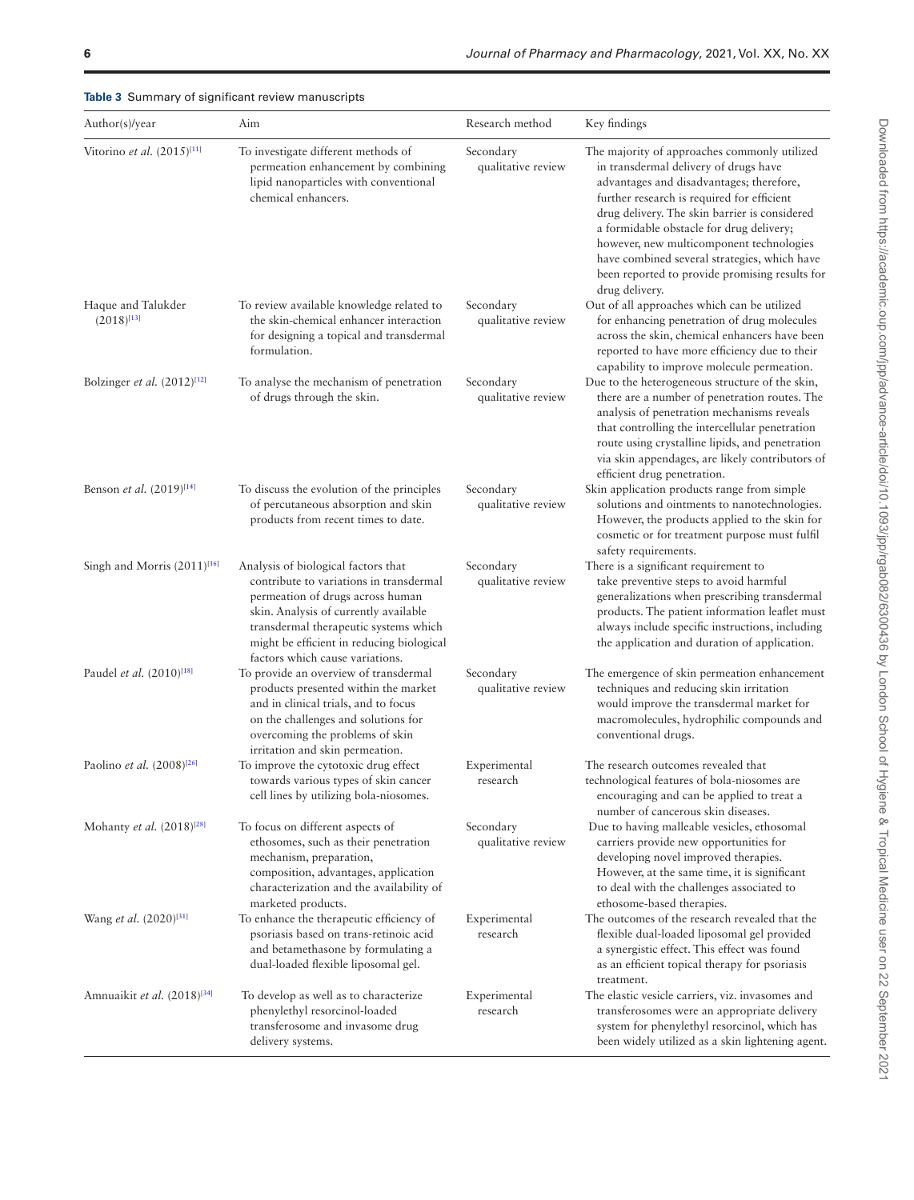**Table 3** Summary of significant review manuscripts

| Author(s)/year | Aim | Research method | Key findings |
|---|---|---|---|
| Vitorino *et al.* (2015)[11] | To investigate different methods of permeation enhancement by combining lipid nanoparticles with conventional chemical enhancers. | Secondary qualitative review | The majority of approaches commonly utilized in transdermal delivery of drugs have advantages and disadvantages; therefore, further research is required for efficient drug delivery. The skin barrier is considered a formidable obstacle for drug delivery; however, new multicomponent technologies have combined several strategies, which have been reported to provide promising results for drug delivery. |
| Haque and Talukder (2018)[13] | To review available knowledge related to the skin-chemical enhancer interaction for designing a topical and transdermal formulation. | Secondary qualitative review | Out of all approaches which can be utilized for enhancing penetration of drug molecules across the skin, chemical enhancers have been reported to have more efficiency due to their capability to improve molecule permeation. |
| Bolzinger *et al.* (2012)[12] | To analyse the mechanism of penetration of drugs through the skin. | Secondary qualitative review | Due to the heterogeneous structure of the skin, there are a number of penetration routes. The analysis of penetration mechanisms reveals that controlling the intercellular penetration route using crystalline lipids, and penetration via skin appendages, are likely contributors of efficient drug penetration. |
| Benson *et al.* (2019)[14] | To discuss the evolution of the principles of percutaneous absorption and skin products from recent times to date. | Secondary qualitative review | Skin application products range from simple solutions and ointments to nanotechnologies. However, the products applied to the skin for cosmetic or for treatment purpose must fulfil safety requirements. |
| Singh and Morris (2011)[16] | Analysis of biological factors that contribute to variations in transdermal permeation of drugs across human skin. Analysis of currently available transdermal therapeutic systems which might be efficient in reducing biological factors which cause variations. | Secondary qualitative review | There is a significant requirement to take preventive steps to avoid harmful generalizations when prescribing transdermal products. The patient information leaflet must always include specific instructions, including the application and duration of application. |
| Paudel *et al.* (2010)[18] | To provide an overview of transdermal products presented within the market and in clinical trials, and to focus on the challenges and solutions for overcoming the problems of skin irritation and skin permeation. | Secondary qualitative review | The emergence of skin permeation enhancement techniques and reducing skin irritation would improve the transdermal market for macromolecules, hydrophilic compounds and conventional drugs. |
| Paolino *et al.* (2008)[26] | To improve the cytotoxic drug effect towards various types of skin cancer cell lines by utilizing bola-niosomes. | Experimental research | The research outcomes revealed that technological features of bola-niosomes are encouraging and can be applied to treat a number of cancerous skin diseases. |
| Mohanty *et al.* (2018)[28] | To focus on different aspects of ethosomes, such as their penetration mechanism, preparation, composition, advantages, application characterization and the availability of marketed products. | Secondary qualitative review | Due to having malleable vesicles, ethosomal carriers provide new opportunities for developing novel improved therapies. However, at the same time, it is significant to deal with the challenges associated to ethosome-based therapies. |
| Wang *et al.* (2020)[31] | To enhance the therapeutic efficiency of psoriasis based on trans-retinoic acid and betamethasone by formulating a dual-loaded flexible liposomal gel. | Experimental research | The outcomes of the research revealed that the flexible dual-loaded liposomal gel provided a synergistic effect. This effect was found as an efficient topical therapy for psoriasis treatment. |
| Amnuaikit *et al.* (2018)[34] | To develop as well as to characterize phenylethyl resorcinol-loaded transferosome and invasome drug delivery systems. | Experimental research | The elastic vesicle carriers, viz. invasomes and transferosomes were an appropriate delivery system for phenylethyl resorcinol, which has been widely utilized as a skin lightening agent. |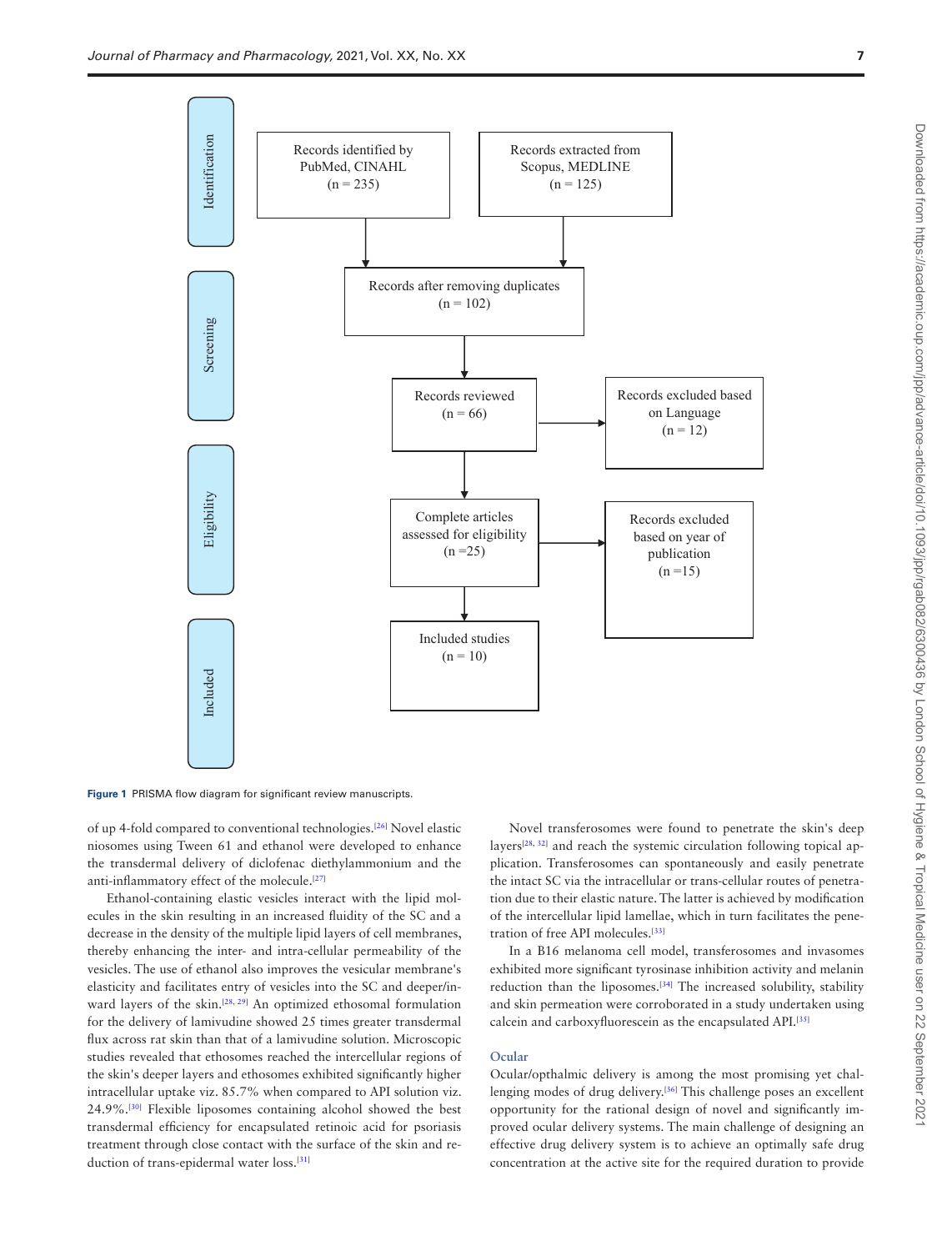Identification

Records identified by PubMed, CINAHL (n = 235)

Records extracted from Scopus, MEDLINE (n = 125)

Screening

Records after removing duplicates (n = 102)

Records reviewed (n = 66)

Records excluded based on Language (n = 12)

Eligibility

Complete articles assessed for eligibility (n =25)

Records excluded based on year of publication (n =15)

Included

Included studies (n = 10)

**Figure 1** PRISMA flow diagram for significant review manuscripts.

of up 4-fold compared to conventional technologies.[26] Novel elastic niosomes using Tween 61 and ethanol were developed to enhance the transdermal delivery of diclofenac diethylammonium and the anti-inflammatory effect of the molecule.[27]

Ethanol-containing elastic vesicles interact with the lipid molecules in the skin resulting in an increased fluidity of the SC and a decrease in the density of the multiple lipid layers of cell membranes, thereby enhancing the inter- and intra-cellular permeability of the vesicles. The use of ethanol also improves the vesicular membrane's elasticity and facilitates entry of vesicles into the SC and deeper/inward layers of the skin.[28, 29] An optimized ethosomal formulation for the delivery of lamivudine showed 25 times greater transdermal flux across rat skin than that of a lamivudine solution. Microscopic studies revealed that ethosomes reached the intercellular regions of the skin's deeper layers and ethosomes exhibited significantly higher intracellular uptake viz. 85.7% when compared to API solution viz. 24.9%.[30] Flexible liposomes containing alcohol showed the best transdermal efficiency for encapsulated retinoic acid for psoriasis treatment through close contact with the surface of the skin and reduction of trans-epidermal water loss.[31]

Novel transferosomes were found to penetrate the skin's deep layers[28, 32] and reach the systemic circulation following topical application. Transferosomes can spontaneously and easily penetrate the intact SC via the intracellular or trans-cellular routes of penetration due to their elastic nature. The latter is achieved by modification of the intercellular lipid lamellae, which in turn facilitates the penetration of free API molecules.[33]

In a B16 melanoma cell model, transferosomes and invasomes exhibited more significant tyrosinase inhibition activity and melanin reduction than the liposomes.[34] The increased solubility, stability and skin permeation were corroborated in a study undertaken using calcein and carboxyfluorescein as the encapsulated API.[35]

## Ocular

Ocular/opthalmic delivery is among the most promising yet challenging modes of drug delivery.[36] This challenge poses an excellent opportunity for the rational design of novel and significantly improved ocular delivery systems. The main challenge of designing an effective drug delivery system is to achieve an optimally safe drug concentration at the active site for the required duration to provide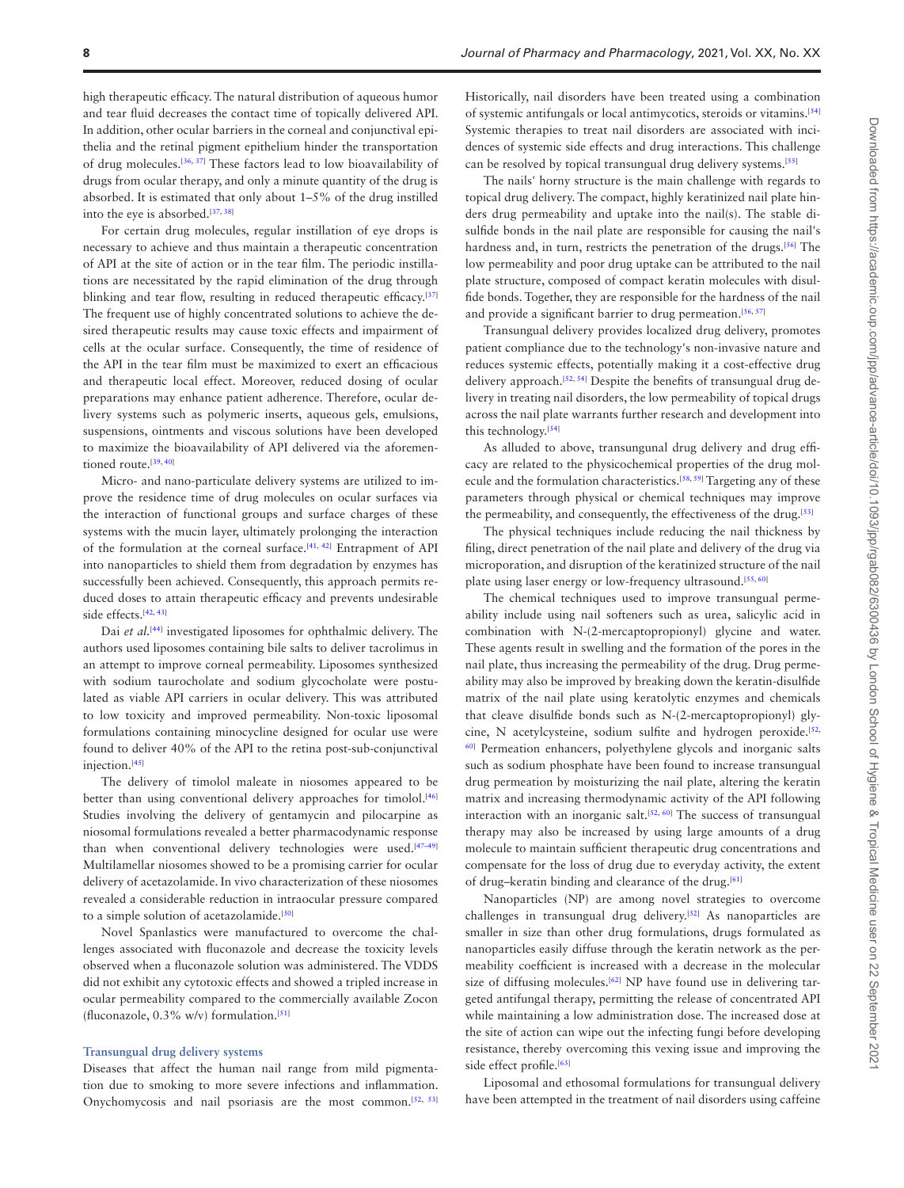high therapeutic efficacy. The natural distribution of aqueous humor and tear fluid decreases the contact time of topically delivered API. In addition, other ocular barriers in the corneal and conjunctival epithelia and the retinal pigment epithelium hinder the transportation of drug molecules.[36, 37] These factors lead to low bioavailability of drugs from ocular therapy, and only a minute quantity of the drug is absorbed. It is estimated that only about 1–5% of the drug instilled into the eye is absorbed.[37, 38]

For certain drug molecules, regular instillation of eye drops is necessary to achieve and thus maintain a therapeutic concentration of API at the site of action or in the tear film. The periodic instillations are necessitated by the rapid elimination of the drug through blinking and tear flow, resulting in reduced therapeutic efficacy.[37] The frequent use of highly concentrated solutions to achieve the desired therapeutic results may cause toxic effects and impairment of cells at the ocular surface. Consequently, the time of residence of the API in the tear film must be maximized to exert an efficacious and therapeutic local effect. Moreover, reduced dosing of ocular preparations may enhance patient adherence. Therefore, ocular delivery systems such as polymeric inserts, aqueous gels, emulsions, suspensions, ointments and viscous solutions have been developed to maximize the bioavailability of API delivered via the aforementioned route.[39, 40]

Micro- and nano-particulate delivery systems are utilized to improve the residence time of drug molecules on ocular surfaces via the interaction of functional groups and surface charges of these systems with the mucin layer, ultimately prolonging the interaction of the formulation at the corneal surface.[41, 42] Entrapment of API into nanoparticles to shield them from degradation by enzymes has successfully been achieved. Consequently, this approach permits reduced doses to attain therapeutic efficacy and prevents undesirable side effects.[42, 43]

Dai *et al.*[44] investigated liposomes for ophthalmic delivery. The authors used liposomes containing bile salts to deliver tacrolimus in an attempt to improve corneal permeability. Liposomes synthesized with sodium taurocholate and sodium glycocholate were postulated as viable API carriers in ocular delivery. This was attributed to low toxicity and improved permeability. Non-toxic liposomal formulations containing minocycline designed for ocular use were found to deliver 40% of the API to the retina post-sub-conjunctival injection.[45]

The delivery of timolol maleate in niosomes appeared to be better than using conventional delivery approaches for timolol.[46] Studies involving the delivery of gentamycin and pilocarpine as niosomal formulations revealed a better pharmacodynamic response than when conventional delivery technologies were used.[47–49] Multilamellar niosomes showed to be a promising carrier for ocular delivery of acetazolamide. In vivo characterization of these niosomes revealed a considerable reduction in intraocular pressure compared to a simple solution of acetazolamide.[50]

Novel Spanlastics were manufactured to overcome the challenges associated with fluconazole and decrease the toxicity levels observed when a fluconazole solution was administered. The VDDS did not exhibit any cytotoxic effects and showed a tripled increase in ocular permeability compared to the commercially available Zocon (fluconazole, 0.3% w/v) formulation.[51]

### Transungual drug delivery systems

Diseases that affect the human nail range from mild pigmentation due to smoking to more severe infections and inflammation. Onychomycosis and nail psoriasis are the most common.[52, 53] Historically, nail disorders have been treated using a combination of systemic antifungals or local antimycotics, steroids or vitamins.[54] Systemic therapies to treat nail disorders are associated with incidences of systemic side effects and drug interactions. This challenge can be resolved by topical transungual drug delivery systems.[55]

The nails' horny structure is the main challenge with regards to topical drug delivery. The compact, highly keratinized nail plate hinders drug permeability and uptake into the nail(s). The stable disulfide bonds in the nail plate are responsible for causing the nail's hardness and, in turn, restricts the penetration of the drugs.[56] The low permeability and poor drug uptake can be attributed to the nail plate structure, composed of compact keratin molecules with disulfide bonds. Together, they are responsible for the hardness of the nail and provide a significant barrier to drug permeation.[56, 57]

Transungual delivery provides localized drug delivery, promotes patient compliance due to the technology's non-invasive nature and reduces systemic effects, potentially making it a cost-effective drug delivery approach.[52, 54] Despite the benefits of transungual drug delivery in treating nail disorders, the low permeability of topical drugs across the nail plate warrants further research and development into this technology.[54]

As alluded to above, transungunal drug delivery and drug efficacy are related to the physicochemical properties of the drug molecule and the formulation characteristics.[58, 59] Targeting any of these parameters through physical or chemical techniques may improve the permeability, and consequently, the effectiveness of the drug.[53]

The physical techniques include reducing the nail thickness by filing, direct penetration of the nail plate and delivery of the drug via microporation, and disruption of the keratinized structure of the nail plate using laser energy or low-frequency ultrasound.[55, 60]

The chemical techniques used to improve transungual permeability include using nail softeners such as urea, salicylic acid in combination with N-(2-mercaptopropionyl) glycine and water. These agents result in swelling and the formation of the pores in the nail plate, thus increasing the permeability of the drug. Drug permeability may also be improved by breaking down the keratin-disulfide matrix of the nail plate using keratolytic enzymes and chemicals that cleave disulfide bonds such as N-(2-mercaptopropionyl) glycine, N acetylcysteine, sodium sulfite and hydrogen peroxide.[52, 60] Permeation enhancers, polyethylene glycols and inorganic salts such as sodium phosphate have been found to increase transungual drug permeation by moisturizing the nail plate, altering the keratin matrix and increasing thermodynamic activity of the API following interaction with an inorganic salt.[52, 60] The success of transungual therapy may also be increased by using large amounts of a drug molecule to maintain sufficient therapeutic drug concentrations and compensate for the loss of drug due to everyday activity, the extent of drug–keratin binding and clearance of the drug.[61]

Nanoparticles (NP) are among novel strategies to overcome challenges in transungual drug delivery.[52] As nanoparticles are smaller in size than other drug formulations, drugs formulated as nanoparticles easily diffuse through the keratin network as the permeability coefficient is increased with a decrease in the molecular size of diffusing molecules.[62] NP have found use in delivering targeted antifungal therapy, permitting the release of concentrated API while maintaining a low administration dose. The increased dose at the site of action can wipe out the infecting fungi before developing resistance, thereby overcoming this vexing issue and improving the side effect profile.[63]

Liposomal and ethosomal formulations for transungual delivery have been attempted in the treatment of nail disorders using caffeine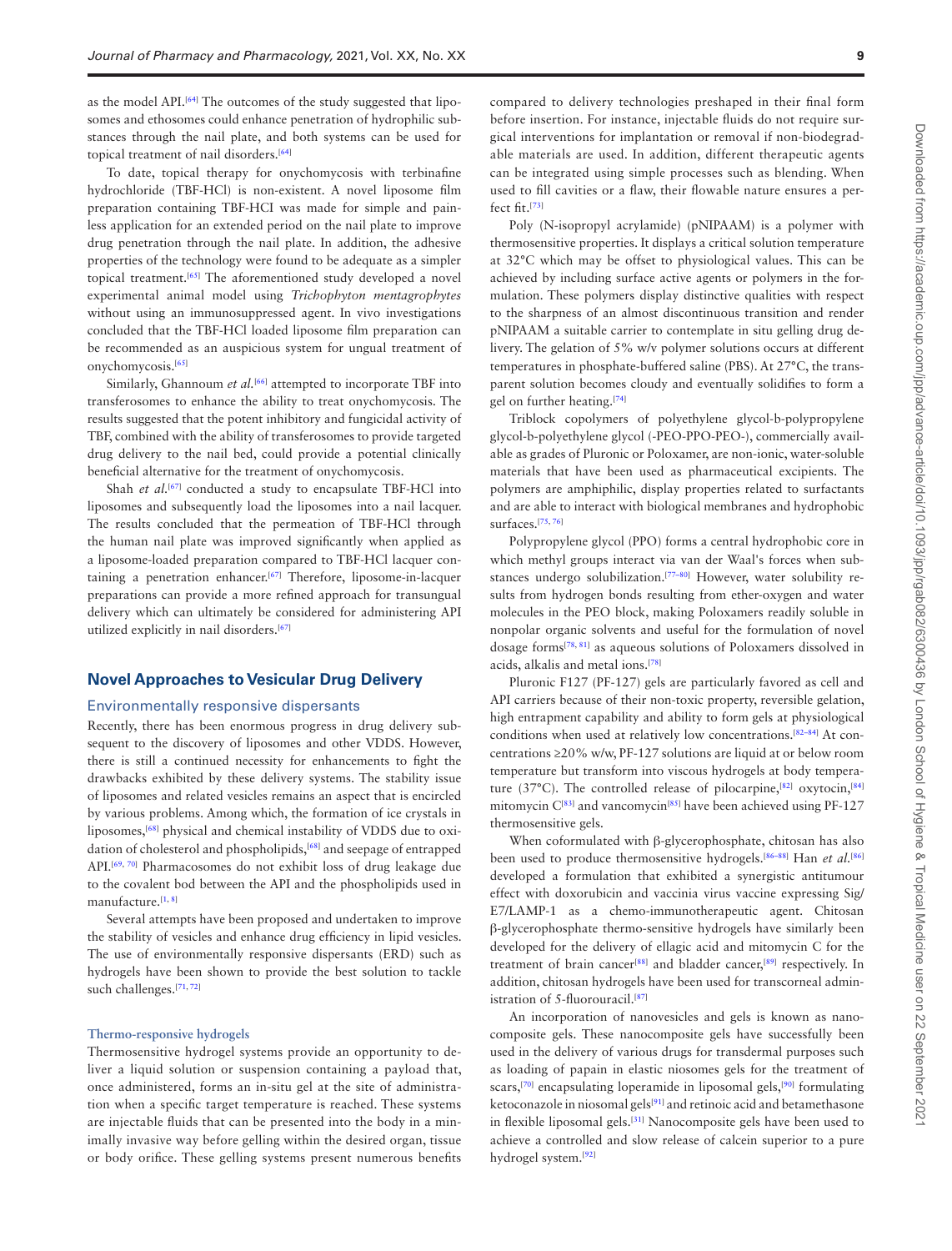as the model API.[64] The outcomes of the study suggested that liposomes and ethosomes could enhance penetration of hydrophilic substances through the nail plate, and both systems can be used for topical treatment of nail disorders.[64]

To date, topical therapy for onychomycosis with terbinafine hydrochloride (TBF-HCl) is non-existent. A novel liposome film preparation containing TBF-HCI was made for simple and painless application for an extended period on the nail plate to improve drug penetration through the nail plate. In addition, the adhesive properties of the technology were found to be adequate as a simpler topical treatment.[65] The aforementioned study developed a novel experimental animal model using *Trichophyton mentagrophytes* without using an immunosuppressed agent. In vivo investigations concluded that the TBF-HCl loaded liposome film preparation can be recommended as an auspicious system for ungual treatment of onychomycosis.[65]

Similarly, Ghannoum *et al.*[66] attempted to incorporate TBF into transferosomes to enhance the ability to treat onychomycosis. The results suggested that the potent inhibitory and fungicidal activity of TBF, combined with the ability of transferosomes to provide targeted drug delivery to the nail bed, could provide a potential clinically beneficial alternative for the treatment of onychomycosis.

Shah *et al.*[67] conducted a study to encapsulate TBF-HCl into liposomes and subsequently load the liposomes into a nail lacquer. The results concluded that the permeation of TBF-HCl through the human nail plate was improved significantly when applied as a liposome-loaded preparation compared to TBF-HCl lacquer containing a penetration enhancer.[67] Therefore, liposome-in-lacquer preparations can provide a more refined approach for transungual delivery which can ultimately be considered for administering API utilized explicitly in nail disorders.[67]

## Novel Approaches to Vesicular Drug Delivery

### Environmentally responsive dispersants

Recently, there has been enormous progress in drug delivery subsequent to the discovery of liposomes and other VDDS. However, there is still a continued necessity for enhancements to fight the drawbacks exhibited by these delivery systems. The stability issue of liposomes and related vesicles remains an aspect that is encircled by various problems. Among which, the formation of ice crystals in liposomes,[68] physical and chemical instability of VDDS due to oxidation of cholesterol and phospholipids,[68] and seepage of entrapped API.[69, 70] Pharmacosomes do not exhibit loss of drug leakage due to the covalent bod between the API and the phospholipids used in manufacture.[1, 8]

Several attempts have been proposed and undertaken to improve the stability of vesicles and enhance drug efficiency in lipid vesicles. The use of environmentally responsive dispersants (ERD) such as hydrogels have been shown to provide the best solution to tackle such challenges.[71, 72]

#### Thermo-responsive hydrogels

Thermosensitive hydrogel systems provide an opportunity to deliver a liquid solution or suspension containing a payload that, once administered, forms an in-situ gel at the site of administration when a specific target temperature is reached. These systems are injectable fluids that can be presented into the body in a minimally invasive way before gelling within the desired organ, tissue or body orifice. These gelling systems present numerous benefits compared to delivery technologies preshaped in their final form before insertion. For instance, injectable fluids do not require surgical interventions for implantation or removal if non-biodegradable materials are used. In addition, different therapeutic agents can be integrated using simple processes such as blending. When used to fill cavities or a flaw, their flowable nature ensures a perfect fit.[73]

Poly (N-isopropyl acrylamide) (pNIPAAM) is a polymer with thermosensitive properties. It displays a critical solution temperature at 32°C which may be offset to physiological values. This can be achieved by including surface active agents or polymers in the formulation. These polymers display distinctive qualities with respect to the sharpness of an almost discontinuous transition and render pNIPAAM a suitable carrier to contemplate in situ gelling drug delivery. The gelation of 5% w/v polymer solutions occurs at different temperatures in phosphate-buffered saline (PBS). At 27°C, the transparent solution becomes cloudy and eventually solidifies to form a gel on further heating.[74]

Triblock copolymers of polyethylene glycol-b-polypropylene glycol-b-polyethylene glycol (-PEO-PPO-PEO-), commercially available as grades of Pluronic or Poloxamer, are non-ionic, water-soluble materials that have been used as pharmaceutical excipients. The polymers are amphiphilic, display properties related to surfactants and are able to interact with biological membranes and hydrophobic surfaces.[75, 76]

Polypropylene glycol (PPO) forms a central hydrophobic core in which methyl groups interact via van der Waal's forces when substances undergo solubilization.[77–80] However, water solubility results from hydrogen bonds resulting from ether-oxygen and water molecules in the PEO block, making Poloxamers readily soluble in nonpolar organic solvents and useful for the formulation of novel dosage forms[78, 81] as aqueous solutions of Poloxamers dissolved in acids, alkalis and metal ions.[78]

Pluronic F127 (PF-127) gels are particularly favored as cell and API carriers because of their non-toxic property, reversible gelation, high entrapment capability and ability to form gels at physiological conditions when used at relatively low concentrations.[82–84] At concentrations ≥20% w/w, PF-127 solutions are liquid at or below room temperature but transform into viscous hydrogels at body temperature (37°C). The controlled release of pilocarpine,[82] oxytocin,[84] mitomycin C[83] and vancomycin[85] have been achieved using PF-127 thermosensitive gels.

When coformulated with β-glycerophosphate, chitosan has also been used to produce thermosensitive hydrogels.[86–88] Han *et al.*[86] developed a formulation that exhibited a synergistic antitumour effect with doxorubicin and vaccinia virus vaccine expressing Sig/E7/LAMP-1 as a chemo-immunotherapeutic agent. Chitosan β-glycerophosphate thermo-sensitive hydrogels have similarly been developed for the delivery of ellagic acid and mitomycin C for the treatment of brain cancer[88] and bladder cancer,[89] respectively. In addition, chitosan hydrogels have been used for transcorneal administration of 5-fluorouracil.[87]

An incorporation of nanovesicles and gels is known as nanocomposite gels. These nanocomposite gels have successfully been used in the delivery of various drugs for transdermal purposes such as loading of papain in elastic niosomes gels for the treatment of scars,[70] encapsulating loperamide in liposomal gels,[90] formulating ketoconazole in niosomal gels[91] and retinoic acid and betamethasone in flexible liposomal gels.[31] Nanocomposite gels have been used to achieve a controlled and slow release of calcein superior to a pure hydrogel system.[92]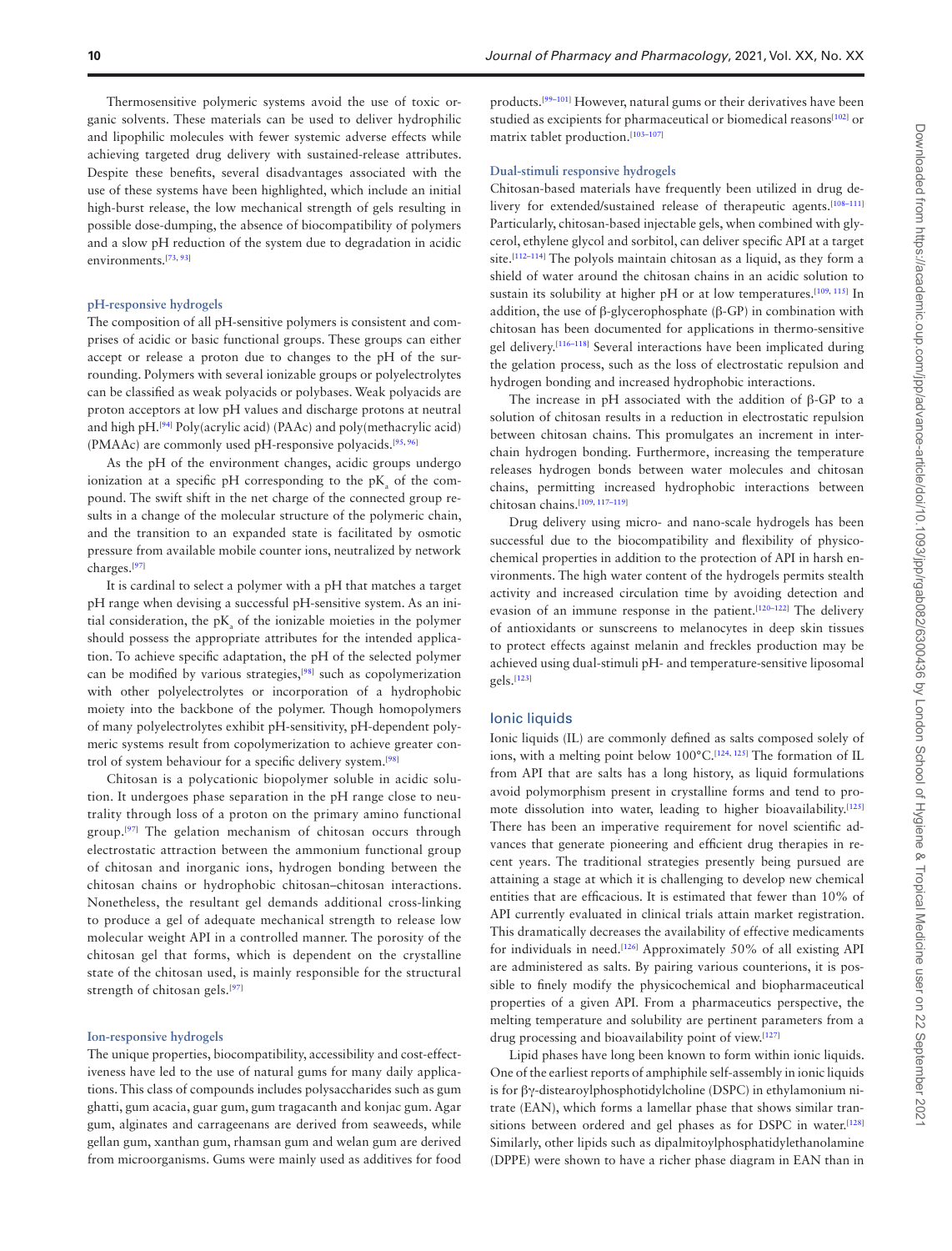Thermosensitive polymeric systems avoid the use of toxic organic solvents. These materials can be used to deliver hydrophilic and lipophilic molecules with fewer systemic adverse effects while achieving targeted drug delivery with sustained-release attributes. Despite these benefits, several disadvantages associated with the use of these systems have been highlighted, which include an initial high-burst release, the low mechanical strength of gels resulting in possible dose-dumping, the absence of biocompatibility of polymers and a slow pH reduction of the system due to degradation in acidic environments.[73, 93]

#### pH-responsive hydrogels

The composition of all pH-sensitive polymers is consistent and comprises of acidic or basic functional groups. These groups can either accept or release a proton due to changes to the pH of the surrounding. Polymers with several ionizable groups or polyelectrolytes can be classified as weak polyacids or polybases. Weak polyacids are proton acceptors at low pH values and discharge protons at neutral and high pH.[94] Poly(acrylic acid) (PAAc) and poly(methacrylic acid) (PMAAc) are commonly used pH-responsive polyacids.[95, 96]

As the pH of the environment changes, acidic groups undergo ionization at a specific pH corresponding to the $pK_a$ of the compound. The swift shift in the net charge of the connected group results in a change of the molecular structure of the polymeric chain, and the transition to an expanded state is facilitated by osmotic pressure from available mobile counter ions, neutralized by network charges.[97]

It is cardinal to select a polymer with a pH that matches a target pH range when devising a successful pH-sensitive system. As an initial consideration, the $pK_a$ of the ionizable moieties in the polymer should possess the appropriate attributes for the intended application. To achieve specific adaptation, the pH of the selected polymer can be modified by various strategies,[98] such as copolymerization with other polyelectrolytes or incorporation of a hydrophobic moiety into the backbone of the polymer. Though homopolymers of many polyelectrolytes exhibit pH-sensitivity, pH-dependent polymeric systems result from copolymerization to achieve greater control of system behaviour for a specific delivery system.[98]

Chitosan is a polycationic biopolymer soluble in acidic solution. It undergoes phase separation in the pH range close to neutrality through loss of a proton on the primary amino functional group.[97] The gelation mechanism of chitosan occurs through electrostatic attraction between the ammonium functional group of chitosan and inorganic ions, hydrogen bonding between the chitosan chains or hydrophobic chitosan–chitosan interactions. Nonetheless, the resultant gel demands additional cross-linking to produce a gel of adequate mechanical strength to release low molecular weight API in a controlled manner. The porosity of the chitosan gel that forms, which is dependent on the crystalline state of the chitosan used, is mainly responsible for the structural strength of chitosan gels.[97]

#### Ion-responsive hydrogels

The unique properties, biocompatibility, accessibility and cost-effectiveness have led to the use of natural gums for many daily applications. This class of compounds includes polysaccharides such as gum ghatti, gum acacia, guar gum, gum tragacanth and konjac gum. Agar gum, alginates and carrageenans are derived from seaweeds, while gellan gum, xanthan gum, rhamsan gum and welan gum are derived from microorganisms. Gums were mainly used as additives for food products.[99–101] However, natural gums or their derivatives have been studied as excipients for pharmaceutical or biomedical reasons[102] or matrix tablet production.[103–107]

#### Dual-stimuli responsive hydrogels

Chitosan-based materials have frequently been utilized in drug delivery for extended/sustained release of therapeutic agents.[108–111] Particularly, chitosan-based injectable gels, when combined with glycerol, ethylene glycol and sorbitol, can deliver specific API at a target site.[112–114] The polyols maintain chitosan as a liquid, as they form a shield of water around the chitosan chains in an acidic solution to sustain its solubility at higher pH or at low temperatures.[109, 115] In addition, the use of β-glycerophosphate (β-GP) in combination with chitosan has been documented for applications in thermo-sensitive gel delivery.[116–118] Several interactions have been implicated during the gelation process, such as the loss of electrostatic repulsion and hydrogen bonding and increased hydrophobic interactions.

The increase in pH associated with the addition of β-GP to a solution of chitosan results in a reduction in electrostatic repulsion between chitosan chains. This promulgates an increment in interchain hydrogen bonding. Furthermore, increasing the temperature releases hydrogen bonds between water molecules and chitosan chains, permitting increased hydrophobic interactions between chitosan chains.[109, 117–119]

Drug delivery using micro- and nano-scale hydrogels has been successful due to the biocompatibility and flexibility of physicochemical properties in addition to the protection of API in harsh environments. The high water content of the hydrogels permits stealth activity and increased circulation time by avoiding detection and evasion of an immune response in the patient.[120–122] The delivery of antioxidants or sunscreens to melanocytes in deep skin tissues to protect effects against melanin and freckles production may be achieved using dual-stimuli pH- and temperature-sensitive liposomal gels.[123]

### Ionic liquids

Ionic liquids (IL) are commonly defined as salts composed solely of ions, with a melting point below 100°C.[124, 125] The formation of IL from API that are salts has a long history, as liquid formulations avoid polymorphism present in crystalline forms and tend to promote dissolution into water, leading to higher bioavailability.[125] There has been an imperative requirement for novel scientific advances that generate pioneering and efficient drug therapies in recent years. The traditional strategies presently being pursued are attaining a stage at which it is challenging to develop new chemical entities that are efficacious. It is estimated that fewer than 10% of API currently evaluated in clinical trials attain market registration. This dramatically decreases the availability of effective medicaments for individuals in need.[126] Approximately 50% of all existing API are administered as salts. By pairing various counterions, it is possible to finely modify the physicochemical and biopharmaceutical properties of a given API. From a pharmaceutics perspective, the melting temperature and solubility are pertinent parameters from a drug processing and bioavailability point of view.[127]

Lipid phases have long been known to form within ionic liquids. One of the earliest reports of amphiphile self-assembly in ionic liquids is for βγ-distearoylphosphotidylcholine (DSPC) in ethylamonium nitrate (EAN), which forms a lamellar phase that shows similar transitions between ordered and gel phases as for DSPC in water.[128] Similarly, other lipids such as dipalmitoylphosphatidylethanolamine (DPPE) were shown to have a richer phase diagram in EAN than in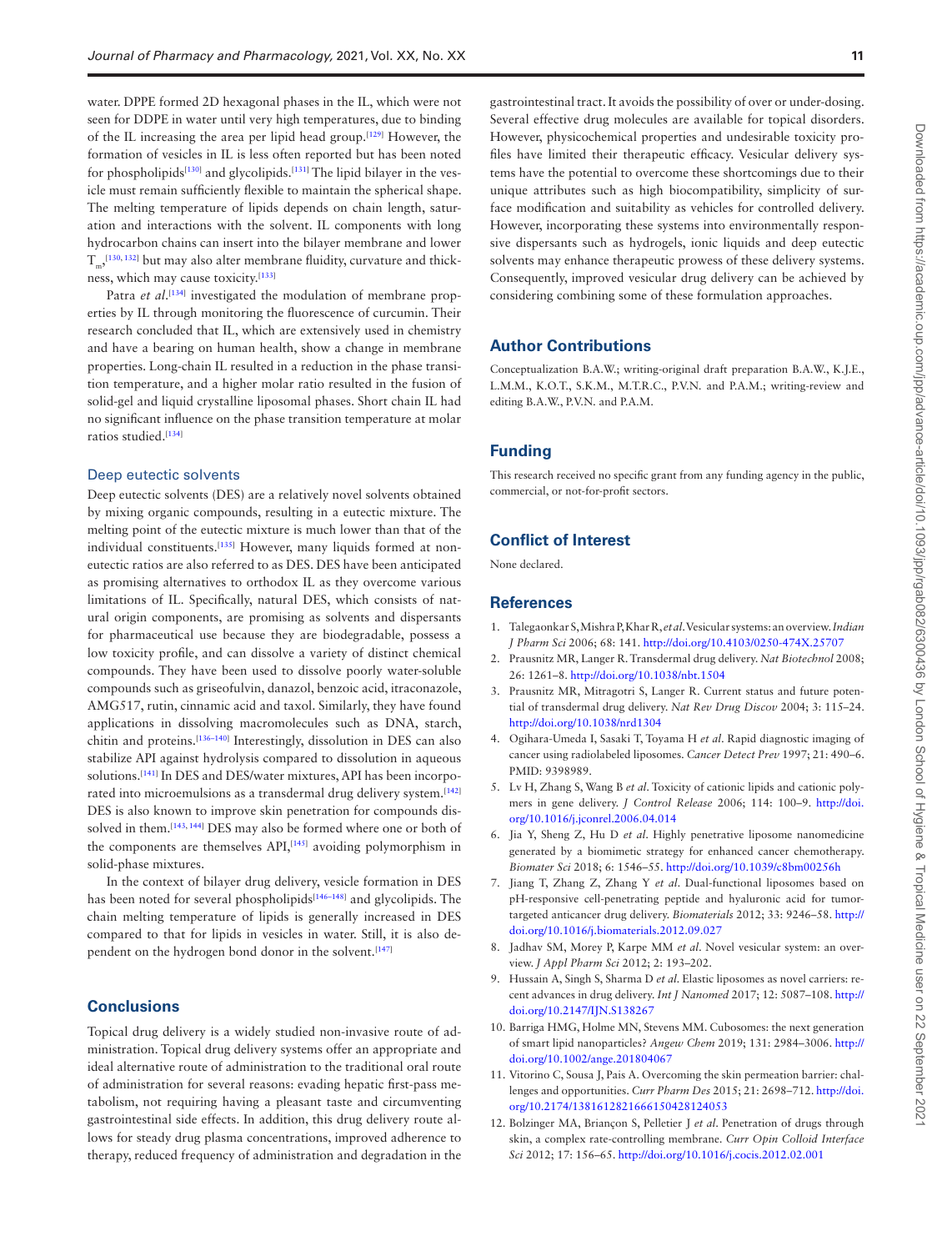water. DPPE formed 2D hexagonal phases in the IL, which were not seen for DDPE in water until very high temperatures, due to binding of the IL increasing the area per lipid head group.[129] However, the formation of vesicles in IL is less often reported but has been noted for phospholipids[130] and glycolipids.[131] The lipid bilayer in the vesicle must remain sufficiently flexible to maintain the spherical shape. The melting temperature of lipids depends on chain length, saturation and interactions with the solvent. IL components with long hydrocarbon chains can insert into the bilayer membrane and lower $T_m$,[130, 132] but may also alter membrane fluidity, curvature and thickness, which may cause toxicity.[133]

Patra *et al*.[134] investigated the modulation of membrane properties by IL through monitoring the fluorescence of curcumin. Their research concluded that IL, which are extensively used in chemistry and have a bearing on human health, show a change in membrane properties. Long-chain IL resulted in a reduction in the phase transition temperature, and a higher molar ratio resulted in the fusion of solid-gel and liquid crystalline liposomal phases. Short chain IL had no significant influence on the phase transition temperature at molar ratios studied.[134]

### Deep eutectic solvents

Deep eutectic solvents (DES) are a relatively novel solvents obtained by mixing organic compounds, resulting in a eutectic mixture. The melting point of the eutectic mixture is much lower than that of the individual constituents.[135] However, many liquids formed at non-eutectic ratios are also referred to as DES. DES have been anticipated as promising alternatives to orthodox IL as they overcome various limitations of IL. Specifically, natural DES, which consists of natural origin components, are promising as solvents and dispersants for pharmaceutical use because they are biodegradable, possess a low toxicity profile, and can dissolve a variety of distinct chemical compounds. They have been used to dissolve poorly water-soluble compounds such as griseofulvin, danazol, benzoic acid, itraconazole, AMG517, rutin, cinnamic acid and taxol. Similarly, they have found applications in dissolving macromolecules such as DNA, starch, chitin and proteins.[136–140] Interestingly, dissolution in DES can also stabilize API against hydrolysis compared to dissolution in aqueous solutions.[141] In DES and DES/water mixtures, API has been incorporated into microemulsions as a transdermal drug delivery system.[142] DES is also known to improve skin penetration for compounds dissolved in them.[143, 144] DES may also be formed where one or both of the components are themselves API,[145] avoiding polymorphism in solid-phase mixtures.

In the context of bilayer drug delivery, vesicle formation in DES has been noted for several phospholipids[146–148] and glycolipids. The chain melting temperature of lipids is generally increased in DES compared to that for lipids in vesicles in water. Still, it is also dependent on the hydrogen bond donor in the solvent.[147]

## Conclusions

Topical drug delivery is a widely studied non-invasive route of administration. Topical drug delivery systems offer an appropriate and ideal alternative route of administration to the traditional oral route of administration for several reasons: evading hepatic first-pass metabolism, not requiring having a pleasant taste and circumventing gastrointestinal side effects. In addition, this drug delivery route allows for steady drug plasma concentrations, improved adherence to therapy, reduced frequency of administration and degradation in the gastrointestinal tract. It avoids the possibility of over or under-dosing. Several effective drug molecules are available for topical disorders. However, physicochemical properties and undesirable toxicity profiles have limited their therapeutic efficacy. Vesicular delivery systems have the potential to overcome these shortcomings due to their unique attributes such as high biocompatibility, simplicity of surface modification and suitability as vehicles for controlled delivery. However, incorporating these systems into environmentally responsive dispersants such as hydrogels, ionic liquids and deep eutectic solvents may enhance therapeutic prowess of these delivery systems. Consequently, improved vesicular drug delivery can be achieved by considering combining some of these formulation approaches.

## Author Contributions

Conceptualization B.A.W.; writing-original draft preparation B.A.W., K.J.E., L.M.M., K.O.T., S.K.M., M.T.R.C., P.V.N. and P.A.M.; writing-review and editing B.A.W., P.V.N. and P.A.M.

## Funding

This research received no specific grant from any funding agency in the public, commercial, or not-for-profit sectors.

## Conflict of Interest

None declared.

## References

1. Talegaonkar S, Mishra P, Khar R, *et al*. Vesicular systems: an overview. *Indian J Pharm Sci* 2006; 68: 141. http://doi.org/10.4103/0250-474X.25707
2. Prausnitz MR, Langer R. Transdermal drug delivery. *Nat Biotechnol* 2008; 26: 1261–8. http://doi.org/10.1038/nbt.1504
3. Prausnitz MR, Mitragotri S, Langer R. Current status and future potential of transdermal drug delivery. *Nat Rev Drug Discov* 2004; 3: 115–24. http://doi.org/10.1038/nrd1304
4. Ogihara-Umeda I, Sasaki T, Toyama H *et al*. Rapid diagnostic imaging of cancer using radiolabeled liposomes. *Cancer Detect Prev* 1997; 21: 490–6. PMID: 9398989.
5. Lv H, Zhang S, Wang B *et al*. Toxicity of cationic lipids and cationic polymers in gene delivery. *J Control Release* 2006; 114: 100–9. http://doi.org/10.1016/j.jconrel.2006.04.014
6. Jia Y, Sheng Z, Hu D *et al*. Highly penetrative liposome nanomedicine generated by a biomimetic strategy for enhanced cancer chemotherapy. *Biomater Sci* 2018; 6: 1546–55. http://doi.org/10.1039/c8bm00256h
7. Jiang T, Zhang Z, Zhang Y *et al*. Dual-functional liposomes based on pH-responsive cell-penetrating peptide and hyaluronic acid for tumor-targeted anticancer drug delivery. *Biomaterials* 2012; 33: 9246–58. http://doi.org/10.1016/j.biomaterials.2012.09.027
8. Jadhav SM, Morey P, Karpe MM *et al*. Novel vesicular system: an overview. *J Appl Pharm Sci* 2012; 2: 193–202.
9. Hussain A, Singh S, Sharma D *et al*. Elastic liposomes as novel carriers: recent advances in drug delivery. *Int J Nanomed* 2017; 12: 5087–108. http://doi.org/10.2147/IJN.S138267
10. Barriga HMG, Holme MN, Stevens MM. Cubosomes: the next generation of smart lipid nanoparticles? *Angew Chem* 2019; 131: 2984–3006. http://doi.org/10.1002/ange.201804067
11. Vitorino C, Sousa J, Pais A. Overcoming the skin permeation barrier: challenges and opportunities. *Curr Pharm Des* 2015; 21: 2698–712. http://doi.org/10.2174/1381612821666150428124053
12. Bolzinger MA, Briançon S, Pelletier J *et al*. Penetration of drugs through skin, a complex rate-controlling membrane. *Curr Opin Colloid Interface Sci* 2012; 17: 156–65. http://doi.org/10.1016/j.cocis.2012.02.001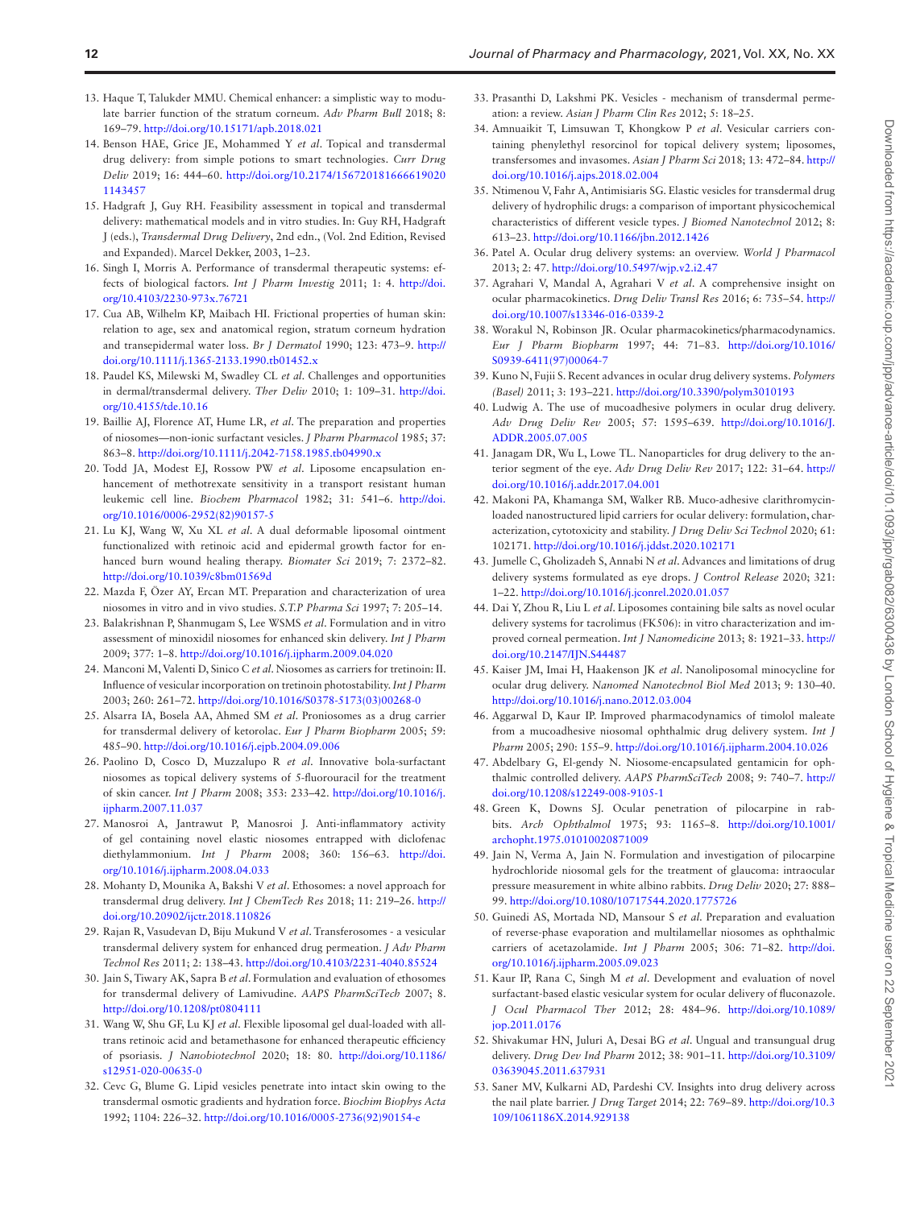13. Haque T, Talukder MMU. Chemical enhancer: a simplistic way to modulate barrier function of the stratum corneum. *Adv Pharm Bull* 2018; 8: 169–79. http://doi.org/10.15171/apb.2018.021
14. Benson HAE, Grice JE, Mohammed Y *et al*. Topical and transdermal drug delivery: from simple potions to smart technologies. *Curr Drug Deliv* 2019; 16: 444–60. http://doi.org/10.2174/1567201816666190201143457
15. Hadgraft J, Guy RH. Feasibility assessment in topical and transdermal delivery: mathematical models and in vitro studies. In: Guy RH, Hadgraft J (eds.), *Transdermal Drug Delivery*, 2nd edn., (Vol. 2nd Edition, Revised and Expanded). Marcel Dekker, 2003, 1–23.
16. Singh I, Morris A. Performance of transdermal therapeutic systems: effects of biological factors. *Int J Pharm Investig* 2011; 1: 4. http://doi.org/10.4103/2230-973x.76721
17. Cua AB, Wilhelm KP, Maibach HI. Frictional properties of human skin: relation to age, sex and anatomical region, stratum corneum hydration and transepidermal water loss. *Br J Dermatol* 1990; 123: 473–9. http://doi.org/10.1111/j.1365-2133.1990.tb01452.x
18. Paudel KS, Milewski M, Swadley CL *et al*. Challenges and opportunities in dermal/transdermal delivery. *Ther Deliv* 2010; 1: 109–31. http://doi.org/10.4155/tde.10.16
19. Baillie AJ, Florence AT, Hume LR, *et al*. The preparation and properties of niosomes—non-ionic surfactant vesicles. *J Pharm Pharmacol* 1985; 37: 863–8. http://doi.org/10.1111/j.2042-7158.1985.tb04990.x
20. Todd JA, Modest EJ, Rossow PW *et al*. Liposome encapsulation enhancement of methotrexate sensitivity in a transport resistant human leukemic cell line. *Biochem Pharmacol* 1982; 31: 541–6. http://doi.org/10.1016/0006-2952(82)90157-5
21. Lu KJ, Wang W, Xu XL *et al*. A dual deformable liposomal ointment functionalized with retinoic acid and epidermal growth factor for enhanced burn wound healing therapy. *Biomater Sci* 2019; 7: 2372–82. http://doi.org/10.1039/c8bm01569d
22. Mazda F, Özer AY, Ercan MT. Preparation and characterization of urea niosomes in vitro and in vivo studies. *S.T.P Pharma Sci* 1997; 7: 205–14.
23. Balakrishnan P, Shanmugam S, Lee WSMS *et al*. Formulation and in vitro assessment of minoxidil niosomes for enhanced skin delivery. *Int J Pharm* 2009; 377: 1–8. http://doi.org/10.1016/j.ijpharm.2009.04.020
24. Manconi M, Valenti D, Sinico C *et al*. Niosomes as carriers for tretinoin: II. Influence of vesicular incorporation on tretinoin photostability. *Int J Pharm* 2003; 260: 261–72. http://doi.org/10.1016/S0378-5173(03)00268-0
25. Alsarra IA, Bosela AA, Ahmed SM *et al*. Proniosomes as a drug carrier for transdermal delivery of ketorolac. *Eur J Pharm Biopharm* 2005; 59: 485–90. http://doi.org/10.1016/j.ejpb.2004.09.006
26. Paolino D, Cosco D, Muzzalupo R *et al*. Innovative bola-surfactant niosomes as topical delivery systems of 5-fluorouracil for the treatment of skin cancer. *Int J Pharm* 2008; 353: 233–42. http://doi.org/10.1016/j.ijpharm.2007.11.037
27. Manosroi A, Jantrawut P, Manosroi J. Anti-inflammatory activity of gel containing novel elastic niosomes entrapped with diclofenac diethylammonium. *Int J Pharm* 2008; 360: 156–63. http://doi.org/10.1016/j.ijpharm.2008.04.033
28. Mohanty D, Mounika A, Bakshi V *et al*. Ethosomes: a novel approach for transdermal drug delivery. *Int J ChemTech Res* 2018; 11: 219–26. http://doi.org/10.20902/ijctr.2018.110826
29. Rajan R, Vasudevan D, Biju Mukund V *et al*. Transferosomes - a vesicular transdermal delivery system for enhanced drug permeation. *J Adv Pharm Technol Res* 2011; 2: 138–43. http://doi.org/10.4103/2231-4040.85524
30. Jain S, Tiwary AK, Sapra B *et al*. Formulation and evaluation of ethosomes for transdermal delivery of Lamivudine. *AAPS PharmSciTech* 2007; 8. http://doi.org/10.1208/pt0804111
31. Wang W, Shu GF, Lu KJ *et al*. Flexible liposomal gel dual-loaded with all-trans retinoic acid and betamethasone for enhanced therapeutic efficiency of psoriasis. *J Nanobiotechnol* 2020; 18: 80. http://doi.org/10.1186/s12951-020-00635-0
32. Cevc G, Blume G. Lipid vesicles penetrate into intact skin owing to the transdermal osmotic gradients and hydration force. *Biochim Biophys Acta* 1992; 1104: 226–32. http://doi.org/10.1016/0005-2736(92)90154-e
33. Prasanthi D, Lakshmi PK. Vesicles - mechanism of transdermal permeation: a review. *Asian J Pharm Clin Res* 2012; 5: 18–25.
34. Amnuaikit T, Limsuwan T, Khongkow P *et al*. Vesicular carriers containing phenylethyl resorcinol for topical delivery system; liposomes, transfersomes and invasomes. *Asian J Pharm Sci* 2018; 13: 472–84. http://doi.org/10.1016/j.ajps.2018.02.004
35. Ntimenou V, Fahr A, Antimisiaris SG. Elastic vesicles for transdermal drug delivery of hydrophilic drugs: a comparison of important physicochemical characteristics of different vesicle types. *J Biomed Nanotechnol* 2012; 8: 613–23. http://doi.org/10.1166/jbn.2012.1426
36. Patel A. Ocular drug delivery systems: an overview. *World J Pharmacol* 2013; 2: 47. http://doi.org/10.5497/wjp.v2.i2.47
37. Agrahari V, Mandal A, Agrahari V *et al*. A comprehensive insight on ocular pharmacokinetics. *Drug Deliv Transl Res* 2016; 6: 735–54. http://doi.org/10.1007/s13346-016-0339-2
38. Worakul N, Robinson JR. Ocular pharmacokinetics/pharmacodynamics. *Eur J Pharm Biopharm* 1997; 44: 71–83. http://doi.org/10.1016/S0939-6411(97)00064-7
39. Kuno N, Fujii S. Recent advances in ocular drug delivery systems. *Polymers (Basel)* 2011; 3: 193–221. http://doi.org/10.3390/polym3010193
40. Ludwig A. The use of mucoadhesive polymers in ocular drug delivery. *Adv Drug Deliv Rev* 2005; 57: 1595–639. http://doi.org/10.1016/J.ADDR.2005.07.005
41. Janagam DR, Wu L, Lowe TL. Nanoparticles for drug delivery to the anterior segment of the eye. *Adv Drug Deliv Rev* 2017; 122: 31–64. http://doi.org/10.1016/j.addr.2017.04.001
42. Makoni PA, Khamanga SM, Walker RB. Muco-adhesive clarithromycin-loaded nanostructured lipid carriers for ocular delivery: formulation, characterization, cytotoxicity and stability. *J Drug Deliv Sci Technol* 2020; 61: 102171. http://doi.org/10.1016/j.jddst.2020.102171
43. Jumelle C, Gholizadeh S, Annabi N *et al*. Advances and limitations of drug delivery systems formulated as eye drops. *J Control Release* 2020; 321: 1–22. http://doi.org/10.1016/j.jconrel.2020.01.057
44. Dai Y, Zhou R, Liu L *et al*. Liposomes containing bile salts as novel ocular delivery systems for tacrolimus (FK506): in vitro characterization and improved corneal permeation. *Int J Nanomedicine* 2013; 8: 1921–33. http://doi.org/10.2147/IJN.S44487
45. Kaiser JM, Imai H, Haakenson JK *et al*. Nanoliposomal minocycline for ocular drug delivery. *Nanomed Nanotechnol Biol Med* 2013; 9: 130–40. http://doi.org/10.1016/j.nano.2012.03.004
46. Aggarwal D, Kaur IP. Improved pharmacodynamics of timolol maleate from a mucoadhesive niosomal ophthalmic drug delivery system. *Int J Pharm* 2005; 290: 155–9. http://doi.org/10.1016/j.ijpharm.2004.10.026
47. Abdelbary G, El-gendy N. Niosome-encapsulated gentamicin for ophthalmic controlled delivery. *AAPS PharmSciTech* 2008; 9: 740–7. http://doi.org/10.1208/s12249-008-9105-1
48. Green K, Downs SJ. Ocular penetration of pilocarpine in rabbits. *Arch Ophthalmol* 1975; 93: 1165–8. http://doi.org/10.1001/archopht.1975.01010020871009
49. Jain N, Verma A, Jain N. Formulation and investigation of pilocarpine hydrochloride niosomal gels for the treatment of glaucoma: intraocular pressure measurement in white albino rabbits. *Drug Deliv* 2020; 27: 888–99. http://doi.org/10.1080/10717544.2020.1775726
50. Guinedi AS, Mortada ND, Mansour S *et al*. Preparation and evaluation of reverse-phase evaporation and multilamellar niosomes as ophthalmic carriers of acetazolamide. *Int J Pharm* 2005; 306: 71–82. http://doi.org/10.1016/j.ijpharm.2005.09.023
51. Kaur IP, Rana C, Singh M *et al*. Development and evaluation of novel surfactant-based elastic vesicular system for ocular delivery of fluconazole. *J Ocul Pharmacol Ther* 2012; 28: 484–96. http://doi.org/10.1089/jop.2011.0176
52. Shivakumar HN, Juluri A, Desai BG *et al*. Ungual and transungual drug delivery. *Drug Dev Ind Pharm* 2012; 38: 901–11. http://doi.org/10.3109/03639045.2011.637931
53. Saner MV, Kulkarni AD, Pardeshi CV. Insights into drug delivery across the nail plate barrier. *J Drug Target* 2014; 22: 769–89. http://doi.org/10.3109/1061186X.2014.929138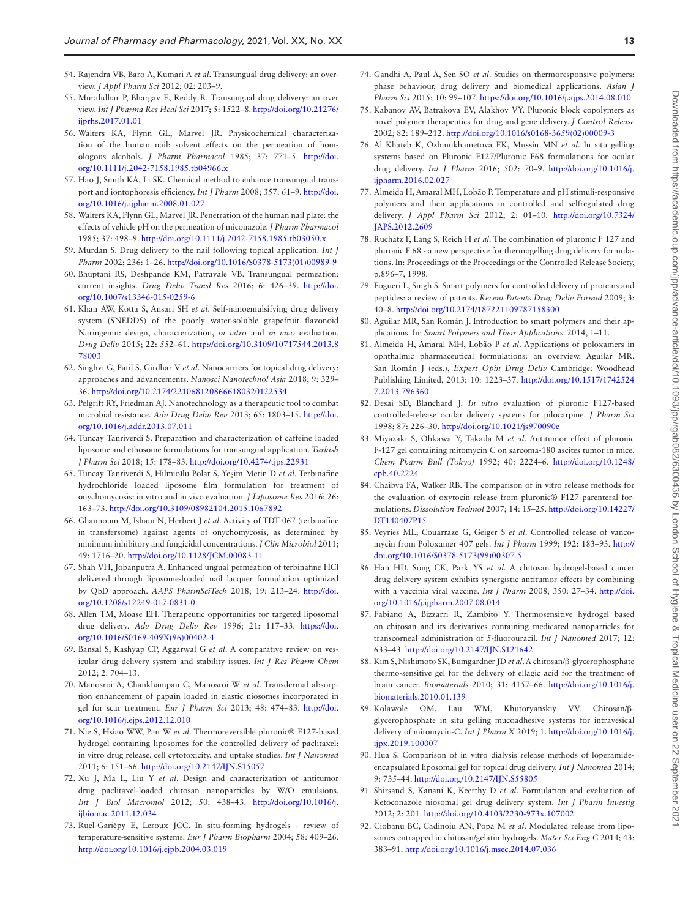54. Rajendra VB, Baro A, Kumari A *et al*. Transungual drug delivery: an overview. *J Appl Pharm Sci* 2012; 02: 203–9.
55. Muralidhar P, Bhargav E, Reddy R. Transungual drug delivery: an over view. *Int J Pharma Res Heal Sci* 2017; 5: 1522–8. http://doi.org/10.21276/ijprhs.2017.01.01
56. Walters KA, Flynn GL, Marvel JR. Physicochemical characterization of the human nail: solvent effects on the permeation of homologous alcohols. *J Pharm Pharmacol* 1985; 37: 771–5. http://doi.org/10.1111/j.2042-7158.1985.tb04966.x
57. Hao J, Smith KA, Li SK. Chemical method to enhance transungual transport and iontophoresis efficiency. *Int J Pharm* 2008; 357: 61–9. http://doi.org/10.1016/j.ijpharm.2008.01.027
58. Walters KA, Flynn GL, Marvel JR. Penetration of the human nail plate: the effects of vehicle pH on the permeation of miconazole. *J Pharm Pharmacol* 1985; 37: 498–9. http://doi.org/10.1111/j.2042-7158.1985.tb03050.x
59. Murdan S. Drug delivery to the nail following topical application. *Int J Pharm* 2002; 236: 1–26. http://doi.org/10.1016/S0378-5173(01)00989-9
60. Bhuptani RS, Deshpande KM, Patravale VB. Transungual permeation: current insights. *Drug Deliv Transl Res* 2016; 6: 426–39. http://doi.org/10.1007/s13346-015-0259-6
61. Khan AW, Kotta S, Ansari SH *et al*. Self-nanoemulsifying drug delivery system (SNEDDS) of the poorly water-soluble grapefruit flavonoid Naringenin: design, characterization, *in vitro* and *in vivo* evaluation. *Drug Deliv* 2015; 22: 552–61. http://doi.org/10.3109/10717544.2013.878003
62. Singhvi G, Patil S, Girdhar V *et al*. Nanocarriers for topical drug delivery: approaches and advancements. *Nanosci Nanotechnol Asia* 2018; 9: 329–36. http://doi.org/10.2174/2210681208666180320122534
63. Pelgrift RY, Friedman AJ. Nanotechnology as a therapeutic tool to combat microbial resistance. *Adv Drug Deliv Rev* 2013; 65: 1803–15. http://doi.org/10.1016/j.addr.2013.07.011
64. Tuncay Tanriverdi S. Preparation and characterization of caffeine loaded liposome and ethosome formulations for transungual application. *Turkish J Pharm Sci* 2018; 15: 178–83. http://doi.org/10.4274/tjps.22931
65. Tuncay Tanriverdi S, Hilmioĺlu Polat S, Yeşim Metin D *et al*. Terbinafine hydrochloride loaded liposome film formulation for treatment of onychomycosis: in vitro and in vivo evaluation. *J Liposome Res* 2016; 26: 163–73. http://doi.org/10.3109/08982104.2015.1067892
66. Ghannoum M, Isham N, Herbert J *et al*. Activity of TDT 067 (terbinafine in transfersome) against agents of onychomycosis, as determined by minimum inhibitory and fungicidal concentrations. *J Clin Microbiol* 2011; 49: 1716–20. http://doi.org/10.1128/JCM.00083-11
67. Shah VH, Jobanputra A. Enhanced ungual permeation of terbinafine HCl delivered through liposome-loaded nail lacquer formulation optimized by QbD approach. *AAPS PharmSciTech* 2018; 19: 213–24. http://doi.org/10.1208/s12249-017-0831-0
68. Allen TM, Moase EH. Therapeutic opportunities for targeted liposomal drug delivery. *Adv Drug Deliv Rev* 1996; 21: 117–33. https://doi.org/10.1016/S0169-409X(96)00402-4
69. Bansal S, Kashyap CP, Aggarwal G *et al*. A comparative review on vesicular drug delivery system and stability issues. *Int J Res Pharm Chem* 2012; 2: 704–13.
70. Manosroi A, Chankhampan C, Manosroi W *et al*. Transdermal absorption enhancement of papain loaded in elastic niosomes incorporated in gel for scar treatment. *Eur J Pharm Sci* 2013; 48: 474–83. http://doi.org/10.1016/j.ejps.2012.12.010
71. Nie S, Hsiao WW, Pan W *et al*. Thermoreversible pluronic® F127-based hydrogel containing liposomes for the controlled delivery of paclitaxel: in vitro drug release, cell cytotoxicity, and uptake studies. *Int J Nanomed* 2011; 6: 151–66. http://doi.org/10.2147/IJN.S15057
72. Xu J, Ma L, Liu Y *et al*. Design and characterization of antitumor drug paclitaxel-loaded chitosan nanoparticles by W/O emulsions. *Int J Biol Macromol* 2012; 50: 438–43. http://doi.org/10.1016/j.ijbiomac.2011.12.034
73. Ruel-Gariépy E, Leroux JCC. In situ-forming hydrogels - review of temperature-sensitive systems. *Eur J Pharm Biopharm* 2004; 58: 409–26. http://doi.org/10.1016/j.ejpb.2004.03.019
74. Gandhi A, Paul A, Sen SO *et al*. Studies on thermoresponsive polymers: phase behaviour, drug delivery and biomedical applications. *Asian J Pharm Sci* 2015; 10: 99–107. https://doi.org/10.1016/j.ajps.2014.08.010
75. Kabanov AV, Batrakova EV, Alakhov VY. Pluronic block copolymers as novel polymer therapeutics for drug and gene delivery. *J Control Release* 2002; 82: 189–212. http://doi.org/10.1016/s0168-3659(02)00009-3
76. Al Khateb K, Ozhmukhametova EK, Mussin MN *et al*. In situ gelling systems based on Pluronic F127/Pluronic F68 formulations for ocular drug delivery. *Int J Pharm* 2016; 502: 70–9. http://doi.org/10.1016/j.ijpharm.2016.02.027
77. Almeida H, Amaral MH, Lobão P. Temperature and pH stimuli-responsive polymers and their applications in controlled and selfregulated drug delivery. *J Appl Pharm Sci* 2012; 2: 01–10. http://doi.org/10.7324/JAPS.2012.2609
78. Ruchatz F, Lang S, Reich H *et al*. The combination of pluronic F 127 and pluronic F 68 - a new perspective for thermogelling drug delivery formulations. In: Proceedings of the Proceedings of the Controlled Release Society, p.896–7, 1998.
79. Fogueri L, Singh S. Smart polymers for controlled delivery of proteins and peptides: a review of patents. *Recent Patents Drug Deliv Formul* 2009; 3: 40–8. http://doi.org/10.2174/187221109787158300
80. Aguilar MR, San Román J. Introduction to smart polymers and their applications. In: *Smart Polymers and Their Applications*. 2014, 1–11.
81. Almeida H, Amaral MH, Lobão P *et al*. Applications of poloxamers in ophthalmic pharmaceutical formulations: an overview. Aguilar MR, San Román J (eds.), *Expert Opin Drug Deliv* Cambridge: Woodhead Publishing Limited, 2013; 10: 1223–37. http://doi.org/10.1517/17425247.2013.796360
82. Desai SD, Blanchard J. *In vitro* evaluation of pluronic F127-based controlled-release ocular delivery systems for pilocarpine. *J Pharm Sci* 1998; 87: 226–30. http://doi.org/10.1021/js970090e
83. Miyazaki S, Ohkawa Y, Takada M *et al*. Antitumor effect of pluronic F-127 gel containing mitomycin C on sarcoma-180 ascites tumor in mice. *Chem Pharm Bull (Tokyo)* 1992; 40: 2224–6. http://doi.org/10.1248/cpb.40.2224
84. Chaibva FA, Walker RB. The comparison of in vitro release methods for the evaluation of oxytocin release from pluronic® F127 parenteral formulations. *Dissolution Technol* 2007; 14: 15–25. http://doi.org/10.14227/DT140407P15
85. Veyries ML, Couarraze G, Geiger S *et al*. Controlled release of vancomycin from Poloxamer 407 gels. *Int J Pharm* 1999; 192: 183–93. http://doi.org/10.1016/S0378-5173(99)00307-5
86. Han HD, Song CK, Park YS *et al*. A chitosan hydrogel-based cancer drug delivery system exhibits synergistic antitumor effects by combining with a vaccinia viral vaccine. *Int J Pharm* 2008; 350: 27–34. http://doi.org/10.1016/j.ijpharm.2007.08.014
87. Fabiano A, Bizzarri R, Zambito Y. Thermosensitive hydrogel based on chitosan and its derivatives containing medicated nanoparticles for transcorneal administration of 5-fluorouracil. *Int J Nanomed* 2017; 12: 633–43. http://doi.org/10.2147/IJN.S121642
88. Kim S, Nishimoto SK, Bumgardner JD *et al*. A chitosan/β-glycerophosphate thermo-sensitive gel for the delivery of ellagic acid for the treatment of brain cancer. *Biomaterials* 2010; 31: 4157–66. http://doi.org/10.1016/j.biomaterials.2010.01.139
89. Kolawole OM, Lau WM, Khutoryanskiy VV. Chitosan/β-glycerophosphate in situ gelling mucoadhesive systems for intravesical delivery of mitomycin-C. *Int J Pharm X* 2019; 1. http://doi.org/10.1016/j.ijpx.2019.100007
90. Hua S. Comparison of in vitro dialysis release methods of loperamide-encapsulated liposomal gel for topical drug delivery. *Int J Nanomed* 2014; 9: 735–44. http://doi.org/10.2147/IJN.S55805
91. Shirsand S, Kanani K, Keerthy D *et al*. Formulation and evaluation of Ketoconazole niosomal gel drug delivery system. *Int J Pharm Investig* 2012; 2: 201. http://doi.org/10.4103/2230-973x.107002
92. Ciobanu BC, Cadinoiu AN, Popa M *et al*. Modulated release from liposomes entrapped in chitosan/gelatin hydrogels. *Mater Sci Eng C* 2014; 43: 383–91. http://doi.org/10.1016/j.msec.2014.07.036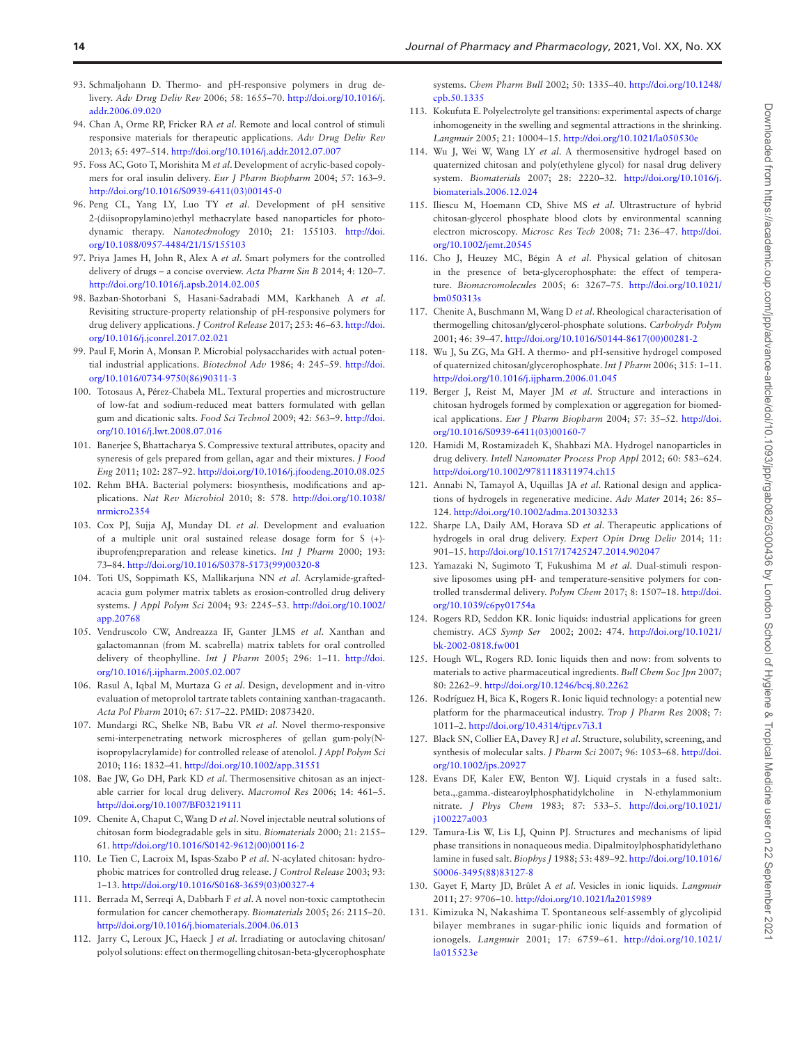93. Schmaljohann D. Thermo- and pH-responsive polymers in drug delivery. *Adv Drug Deliv Rev* 2006; 58: 1655–70. http://doi.org/10.1016/j.addr.2006.09.020
94. Chan A, Orme RP, Fricker RA *et al*. Remote and local control of stimuli responsive materials for therapeutic applications. *Adv Drug Deliv Rev* 2013; 65: 497–514. http://doi.org/10.1016/j.addr.2012.07.007
95. Foss AC, Goto T, Morishita M *et al*. Development of acrylic-based copolymers for oral insulin delivery. *Eur J Pharm Biopharm* 2004; 57: 163–9. http://doi.org/10.1016/S0939-6411(03)00145-0
96. Peng CL, Yang LY, Luo TY *et al*. Development of pH sensitive 2-(diisopropylamino)ethyl methacrylate based nanoparticles for photodynamic therapy. *Nanotechnology* 2010; 21: 155103. http://doi.org/10.1088/0957-4484/21/15/155103
97. Priya James H, John R, Alex A *et al*. Smart polymers for the controlled delivery of drugs – a concise overview. *Acta Pharm Sin B* 2014; 4: 120–7. http://doi.org/10.1016/j.apsb.2014.02.005
98. Bazban-Shotorbani S, Hasani-Sadrabadi MM, Karkhaneh A *et al*. Revisiting structure-property relationship of pH-responsive polymers for drug delivery applications. *J Control Release* 2017; 253: 46–63. http://doi.org/10.1016/j.jconrel.2017.02.021
99. Paul F, Morin A, Monsan P. Microbial polysaccharides with actual potential industrial applications. *Biotechnol Adv* 1986; 4: 245–59. http://doi.org/10.1016/0734-9750(86)90311-3
100. Totosaus A, Pérez-Chabela ML. Textural properties and microstructure of low-fat and sodium-reduced meat batters formulated with gellan gum and dicationic salts. *Food Sci Technol* 2009; 42: 563–9. http://doi.org/10.1016/j.lwt.2008.07.016
101. Banerjee S, Bhattacharya S. Compressive textural attributes, opacity and syneresis of gels prepared from gellan, agar and their mixtures. *J Food Eng* 2011; 102: 287–92. http://doi.org/10.1016/j.jfoodeng.2010.08.025
102. Rehm BHA. Bacterial polymers: biosynthesis, modifications and applications. *Nat Rev Microbiol* 2010; 8: 578. http://doi.org/10.1038/nrmicro2354
103. Cox PJ, Sujja AJ, Munday DL *et al*. Development and evaluation of a multiple unit oral sustained release dosage form for S (+)-ibuprofen;preparation and release kinetics. *Int J Pharm* 2000; 193: 73–84. http://doi.org/10.1016/S0378-5173(99)00320-8
104. Toti US, Soppimath KS, Mallikarjuna NN *et al*. Acrylamide-grafted-acacia gum polymer matrix tablets as erosion-controlled drug delivery systems. *J Appl Polym Sci* 2004; 93: 2245–53. http://doi.org/10.1002/app.20768
105. Vendruscolo CW, Andreazza IF, Ganter JLMS *et al*. Xanthan and galactomannan (from M. scabrella) matrix tablets for oral controlled delivery of theophylline. *Int J Pharm* 2005; 296: 1–11. http://doi.org/10.1016/j.ijpharm.2005.02.007
106. Rasul A, Iqbal M, Murtaza G *et al*. Design, development and in-vitro evaluation of metoprolol tartrate tablets containing xanthan-tragacanth. *Acta Pol Pharm* 2010; 67: 517–22. PMID: 20873420.
107. Mundargi RC, Shelke NB, Babu VR *et al*. Novel thermo-responsive semi-interpenetrating network microspheres of gellan gum-poly(N-isopropylacrylamide) for controlled release of atenolol. *J Appl Polym Sci* 2010; 116: 1832–41. http://doi.org/10.1002/app.31551
108. Bae JW, Go DH, Park KD *et al*. Thermosensitive chitosan as an injectable carrier for local drug delivery. *Macromol Res* 2006; 14: 461–5. http://doi.org/10.1007/BF03219111
109. Chenite A, Chaput C, Wang D *et al*. Novel injectable neutral solutions of chitosan form biodegradable gels in situ. *Biomaterials* 2000; 21: 2155–61. http://doi.org/10.1016/S0142-9612(00)00116-2
110. Le Tien C, Lacroix M, Ispas-Szabo P *et al*. N-acylated chitosan: hydrophobic matrices for controlled drug release. *J Control Release* 2003; 93: 1–13. http://doi.org/10.1016/S0168-3659(03)00327-4
111. Berrada M, Serreqi A, Dabbarh F *et al*. A novel non-toxic camptothecin formulation for cancer chemotherapy. *Biomaterials* 2005; 26: 2115–20. http://doi.org/10.1016/j.biomaterials.2004.06.013
112. Jarry C, Leroux JC, Haeck J *et al*. Irradiating or autoclaving chitosan/polyol solutions: effect on thermogelling chitosan-beta-glycerophosphate systems. *Chem Pharm Bull* 2002; 50: 1335–40. http://doi.org/10.1248/cpb.50.1335
113. Kokufuta E. Polyelectrolyte gel transitions: experimental aspects of charge inhomogeneity in the swelling and segmental attractions in the shrinking. *Langmuir* 2005; 21: 10004–15. http://doi.org/10.1021/la050530e
114. Wu J, Wei W, Wang LY *et al*. A thermosensitive hydrogel based on quaternized chitosan and poly(ethylene glycol) for nasal drug delivery system. *Biomaterials* 2007; 28: 2220–32. http://doi.org/10.1016/j.biomaterials.2006.12.024
115. Iliescu M, Hoemann CD, Shive MS *et al*. Ultrastructure of hybrid chitosan-glycerol phosphate blood clots by environmental scanning electron microscopy. *Microsc Res Tech* 2008; 71: 236–47. http://doi.org/10.1002/jemt.20545
116. Cho J, Heuzey MC, Bégin A *et al*. Physical gelation of chitosan in the presence of beta-glycerophosphate: the effect of temperature. *Biomacromolecules* 2005; 6: 3267–75. http://doi.org/10.1021/bm050313s
117. Chenite A, Buschmann M, Wang D *et al*. Rheological characterisation of thermogelling chitosan/glycerol-phosphate solutions. *Carbohydr Polym* 2001; 46: 39–47. http://doi.org/10.1016/S0144-8617(00)00281-2
118. Wu J, Su ZG, Ma GH. A thermo- and pH-sensitive hydrogel composed of quaternized chitosan/glycerophosphate. *Int J Pharm* 2006; 315: 1–11. http://doi.org/10.1016/j.ijpharm.2006.01.045
119. Berger J, Reist M, Mayer JM *et al*. Structure and interactions in chitosan hydrogels formed by complexation or aggregation for biomedical applications. *Eur J Pharm Biopharm* 2004; 57: 35–52. http://doi.org/10.1016/S0939-6411(03)00160-7
120. Hamidi M, Rostamizadeh K, Shahbazi MA. Hydrogel nanoparticles in drug delivery. *Intell Nanomater Process Prop Appl* 2012; 60: 583–624. http://doi.org/10.1002/9781118311974.ch15
121. Annabi N, Tamayol A, Uquillas JA *et al*. Rational design and applications of hydrogels in regenerative medicine. *Adv Mater* 2014; 26: 85–124. http://doi.org/10.1002/adma.201303233
122. Sharpe LA, Daily AM, Horava SD *et al*. Therapeutic applications of hydrogels in oral drug delivery. *Expert Opin Drug Deliv* 2014; 11: 901–15. http://doi.org/10.1517/17425247.2014.902047
123. Yamazaki N, Sugimoto T, Fukushima M *et al*. Dual-stimuli responsive liposomes using pH- and temperature-sensitive polymers for controlled transdermal delivery. *Polym Chem* 2017; 8: 1507–18. http://doi.org/10.1039/c6py01754a
124. Rogers RD, Seddon KR. Ionic liquids: industrial applications for green chemistry. *ACS Symp Ser* 2002; 2002: 474. http://doi.org/10.1021/bk-2002-0818.fw001
125. Hough WL, Rogers RD. Ionic liquids then and now: from solvents to materials to active pharmaceutical ingredients. *Bull Chem Soc Jpn* 2007; 80: 2262–9. http://doi.org/10.1246/bcsj.80.2262
126. Rodríguez H, Bica K, Rogers R. Ionic liquid technology: a potential new platform for the pharmaceutical industry. *Trop J Pharm Res* 2008; 7: 1011–2. http://doi.org/10.4314/tjpr.v7i3.1
127. Black SN, Collier EA, Davey RJ *et al*. Structure, solubility, screening, and synthesis of molecular salts. *J Pharm Sci* 2007; 96: 1053–68. http://doi.org/10.1002/jps.20927
128. Evans DF, Kaler EW, Benton WJ. Liquid crystals in a fused salt:. beta.,.gamma.-distearoylphosphatidylcholine in N-ethylammonium nitrate. *J Phys Chem* 1983; 87: 533–5. http://doi.org/10.1021/j100227a003
129. Tamura-Lis W, Lis LJ, Quinn PJ. Structures and mechanisms of lipid phase transitions in nonaqueous media. Dipalmitoylphosphatidylethanolamine in fused salt. *Biophys J* 1988; 53: 489–92. http://doi.org/10.1016/S0006-3495(88)83127-8
130. Gayet F, Marty JD, Brûlet A *et al*. Vesicles in ionic liquids. *Langmuir* 2011; 27: 9706–10. http://doi.org/10.1021/la2015989
131. Kimizuka N, Nakashima T. Spontaneous self-assembly of glycolipid bilayer membranes in sugar-philic ionic liquids and formation of ionogels. *Langmuir* 2001; 17: 6759–61. http://doi.org/10.1021/la015523e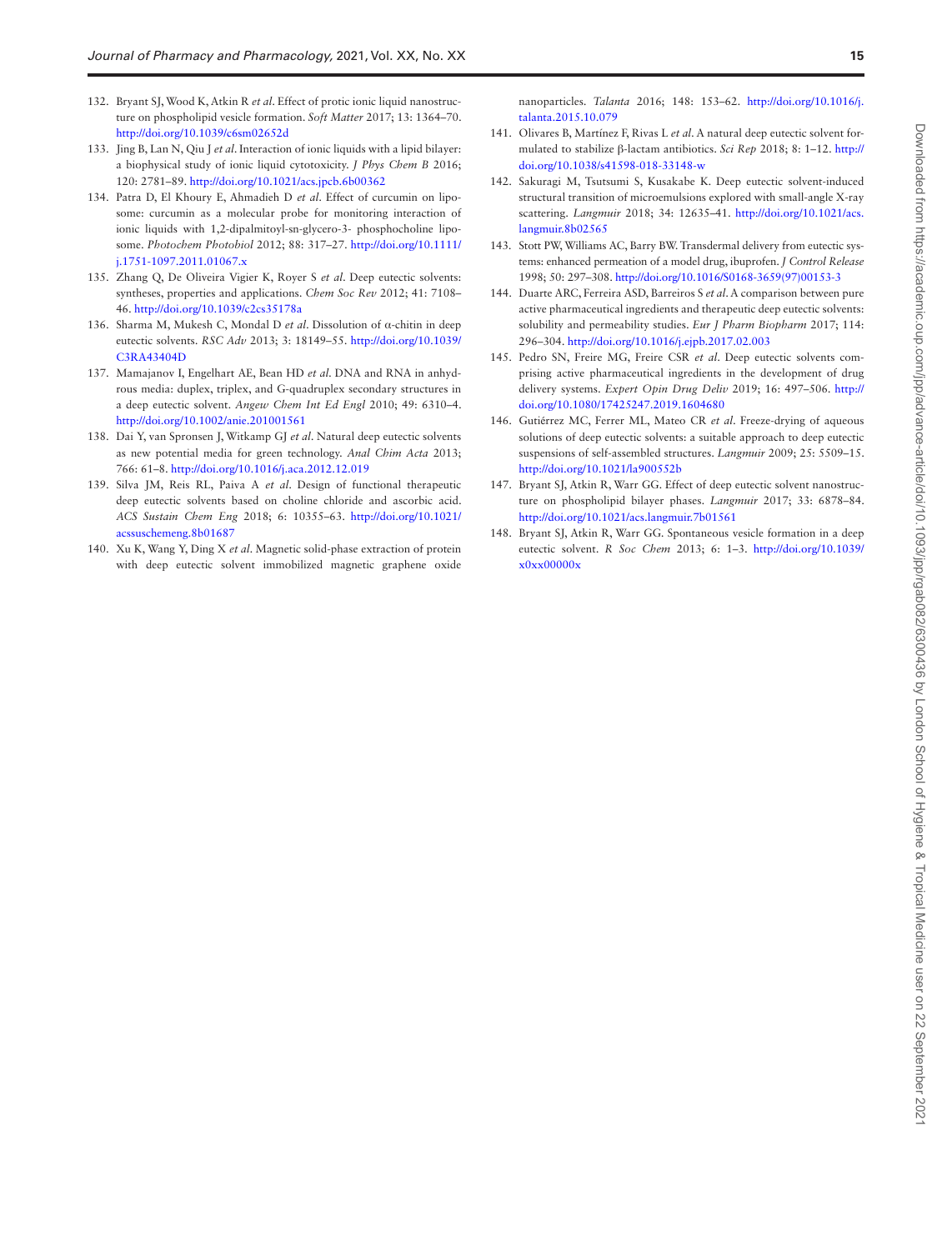132. Bryant SJ, Wood K, Atkin R *et al*. Effect of protic ionic liquid nanostructure on phospholipid vesicle formation. *Soft Matter* 2017; 13: 1364–70. http://doi.org/10.1039/c6sm02652d
133. Jing B, Lan N, Qiu J *et al*. Interaction of ionic liquids with a lipid bilayer: a biophysical study of ionic liquid cytotoxicity. *J Phys Chem B* 2016; 120: 2781–89. http://doi.org/10.1021/acs.jpcb.6b00362
134. Patra D, El Khoury E, Ahmadieh D *et al*. Effect of curcumin on liposome: curcumin as a molecular probe for monitoring interaction of ionic liquids with 1,2-dipalmitoyl-sn-glycero-3- phosphocholine liposome. *Photochem Photobiol* 2012; 88: 317–27. http://doi.org/10.1111/j.1751-1097.2011.01067.x
135. Zhang Q, De Oliveira Vigier K, Royer S *et al*. Deep eutectic solvents: syntheses, properties and applications. *Chem Soc Rev* 2012; 41: 7108–46. http://doi.org/10.1039/c2cs35178a
136. Sharma M, Mukesh C, Mondal D *et al*. Dissolution of α-chitin in deep eutectic solvents. *RSC Adv* 2013; 3: 18149–55. http://doi.org/10.1039/C3RA43404D
137. Mamajanov I, Engelhart AE, Bean HD *et al*. DNA and RNA in anhydrous media: duplex, triplex, and G-quadruplex secondary structures in a deep eutectic solvent. *Angew Chem Int Ed Engl* 2010; 49: 6310–4. http://doi.org/10.1002/anie.201001561
138. Dai Y, van Spronsen J, Witkamp GJ *et al*. Natural deep eutectic solvents as new potential media for green technology. *Anal Chim Acta* 2013; 766: 61–8. http://doi.org/10.1016/j.aca.2012.12.019
139. Silva JM, Reis RL, Paiva A *et al*. Design of functional therapeutic deep eutectic solvents based on choline chloride and ascorbic acid. *ACS Sustain Chem Eng* 2018; 6: 10355–63. http://doi.org/10.1021/acssuschemeng.8b01687
140. Xu K, Wang Y, Ding X *et al*. Magnetic solid-phase extraction of protein with deep eutectic solvent immobilized magnetic graphene oxide nanoparticles. *Talanta* 2016; 148: 153–62. http://doi.org/10.1016/j.talanta.2015.10.079
141. Olivares B, Martínez F, Rivas L *et al*. A natural deep eutectic solvent formulated to stabilize β-lactam antibiotics. *Sci Rep* 2018; 8: 1–12. http://doi.org/10.1038/s41598-018-33148-w
142. Sakuragi M, Tsutsumi S, Kusakabe K. Deep eutectic solvent-induced structural transition of microemulsions explored with small-angle X-ray scattering. *Langmuir* 2018; 34: 12635–41. http://doi.org/10.1021/acs.langmuir.8b02565
143. Stott PW, Williams AC, Barry BW. Transdermal delivery from eutectic systems: enhanced permeation of a model drug, ibuprofen. *J Control Release* 1998; 50: 297–308. http://doi.org/10.1016/S0168-3659(97)00153-3
144. Duarte ARC, Ferreira ASD, Barreiros S *et al*. A comparison between pure active pharmaceutical ingredients and therapeutic deep eutectic solvents: solubility and permeability studies. *Eur J Pharm Biopharm* 2017; 114: 296–304. http://doi.org/10.1016/j.ejpb.2017.02.003
145. Pedro SN, Freire MG, Freire CSR *et al*. Deep eutectic solvents comprising active pharmaceutical ingredients in the development of drug delivery systems. *Expert Opin Drug Deliv* 2019; 16: 497–506. http://doi.org/10.1080/17425247.2019.1604680
146. Gutiérrez MC, Ferrer ML, Mateo CR *et al*. Freeze-drying of aqueous solutions of deep eutectic solvents: a suitable approach to deep eutectic suspensions of self-assembled structures. *Langmuir* 2009; 25: 5509–15. http://doi.org/10.1021/la900552b
147. Bryant SJ, Atkin R, Warr GG. Effect of deep eutectic solvent nanostructure on phospholipid bilayer phases. *Langmuir* 2017; 33: 6878–84. http://doi.org/10.1021/acs.langmuir.7b01561
148. Bryant SJ, Atkin R, Warr GG. Spontaneous vesicle formation in a deep eutectic solvent. *R Soc Chem* 2013; 6: 1–3. http://doi.org/10.1039/x0xx00000x